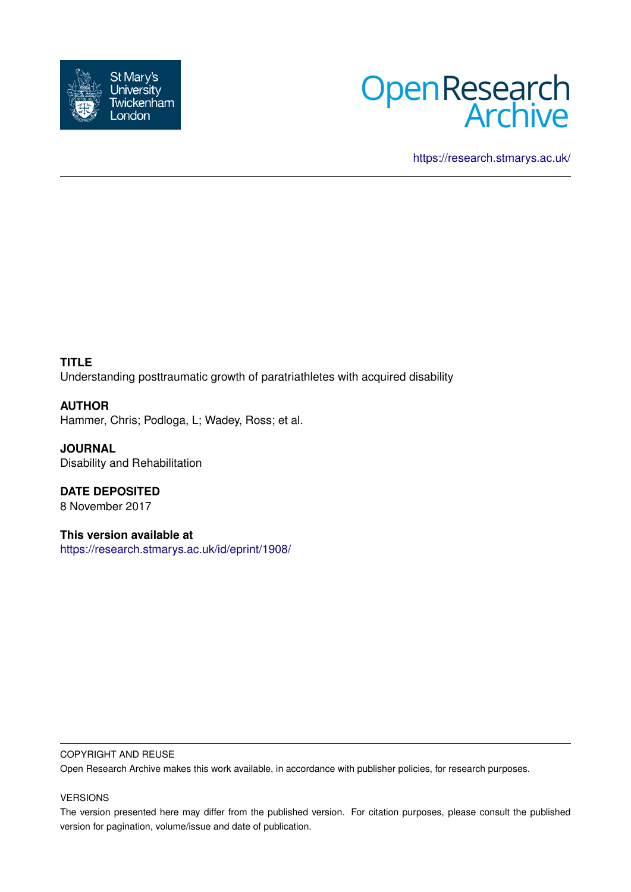https://research.stmarys.ac.uk/

**TITLE**
Understanding posttraumatic growth of paratriathletes with acquired disability

**AUTHOR**
Hammer, Chris; Podloga, L; Wadey, Ross; et al.

**JOURNAL**
Disability and Rehabilitation

**DATE DEPOSITED**
8 November 2017

**This version available at**
https://research.stmarys.ac.uk/id/eprint/1908/

COPYRIGHT AND REUSE

Open Research Archive makes this work available, in accordance with publisher policies, for research purposes.

VERSIONS

The version presented here may differ from the published version. For citation purposes, please consult the published version for pagination, volume/issue and date of publication.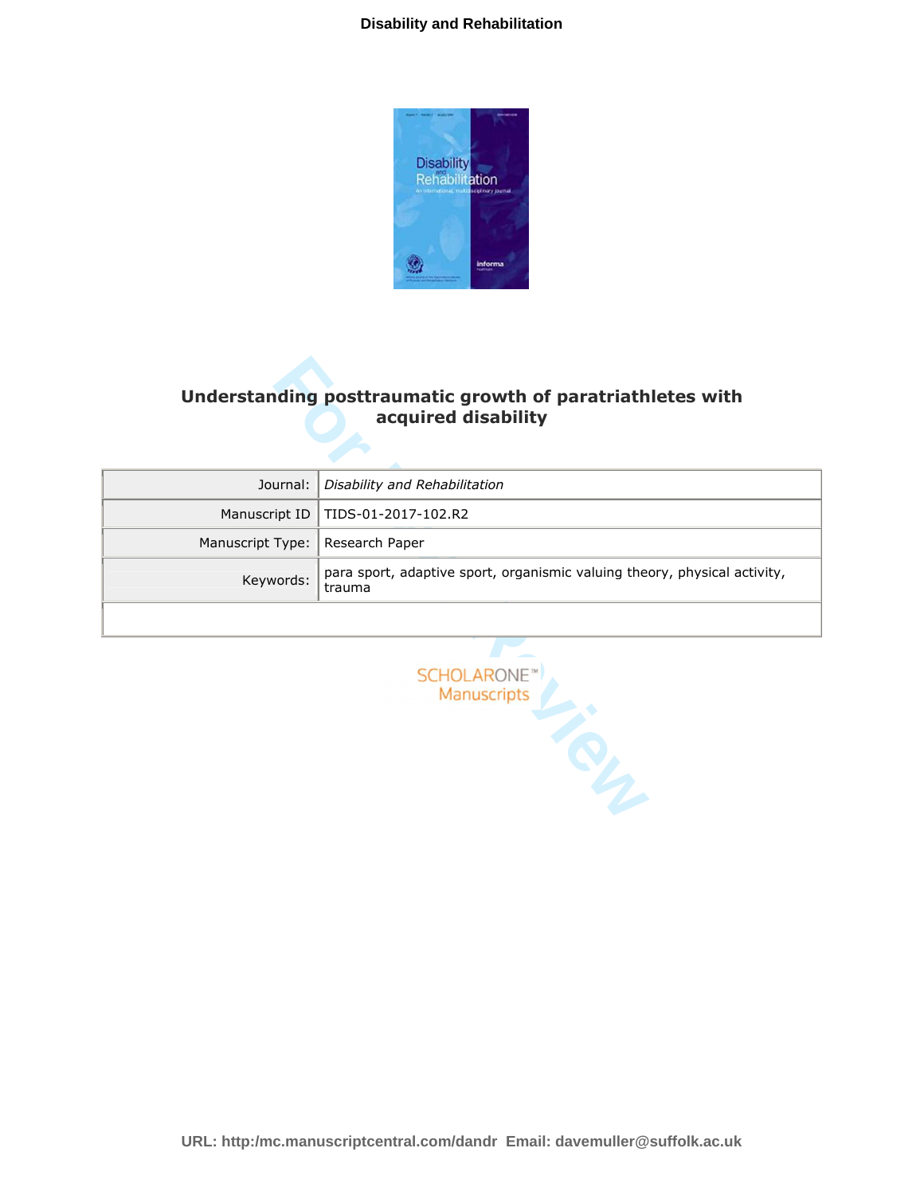# Understanding posttraumatic growth of paratriathletes with acquired disability

| Journal: | *Disability and Rehabilitation* |
|---|---|
| Manuscript ID | TIDS-01-2017-102.R2 |
| Manuscript Type: | Research Paper |
| Keywords: | para sport, adaptive sport, organismic valuing theory, physical activity, trauma |
| | |

SCHOLARONE™
Manuscripts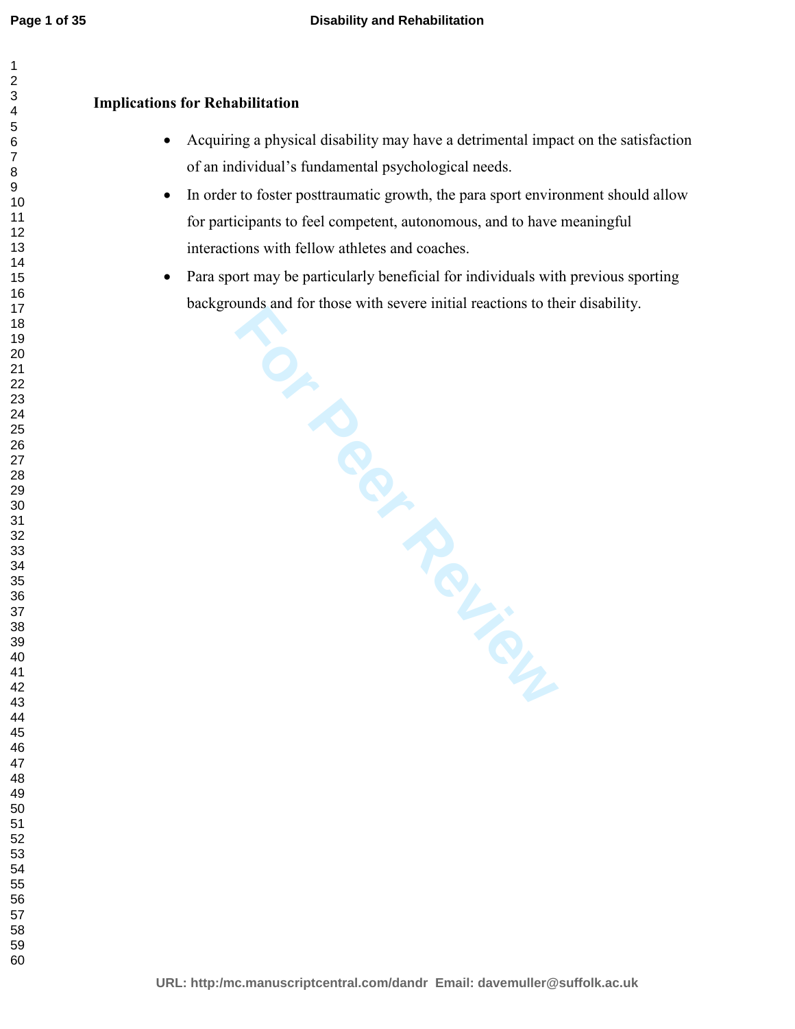**Implications for Rehabilitation**

- Acquiring a physical disability may have a detrimental impact on the satisfaction of an individual's fundamental psychological needs.
- In order to foster posttraumatic growth, the para sport environment should allow for participants to feel competent, autonomous, and to have meaningful interactions with fellow athletes and coaches.
- Para sport may be particularly beneficial for individuals with previous sporting backgrounds and for those with severe initial reactions to their disability.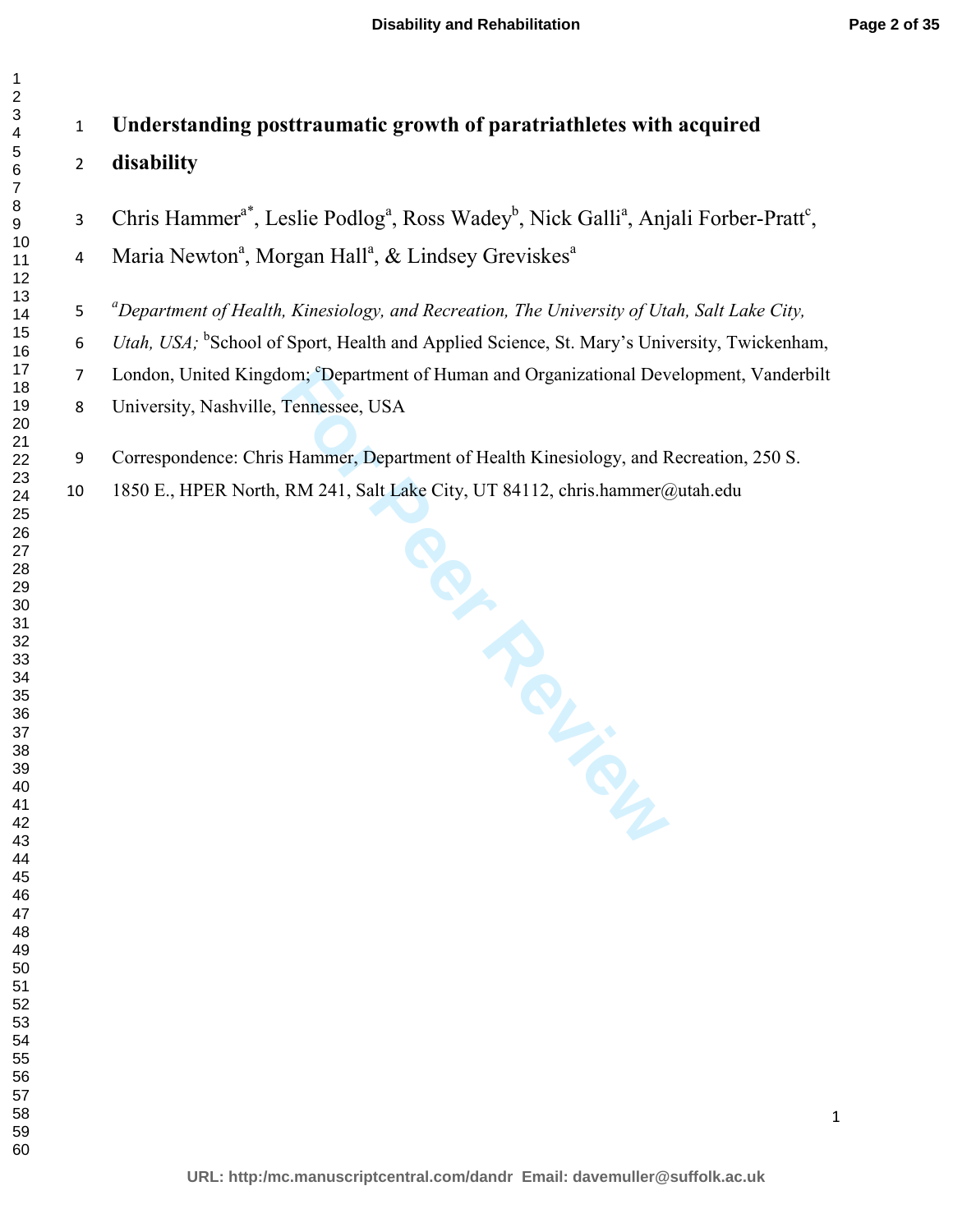# Understanding posttraumatic growth of paratriathletes with acquired disability

Chris Hammer[a*], Leslie Podlog[a], Ross Wadey[b], Nick Galli[a], Anjali Forber-Pratt[c], Maria Newton[a], Morgan Hall[a], & Lindsey Greviskes[a]

[a]*Department of Health, Kinesiology, and Recreation, The University of Utah, Salt Lake City, Utah, USA;* [b]School of Sport, Health and Applied Science, St. Mary's University, Twickenham, London, United Kingdom; [c]Department of Human and Organizational Development, Vanderbilt University, Nashville, Tennessee, USA

Correspondence: Chris Hammer, Department of Health Kinesiology, and Recreation, 250 S. 1850 E., HPER North, RM 241, Salt Lake City, UT 84112, chris.hammer@utah.edu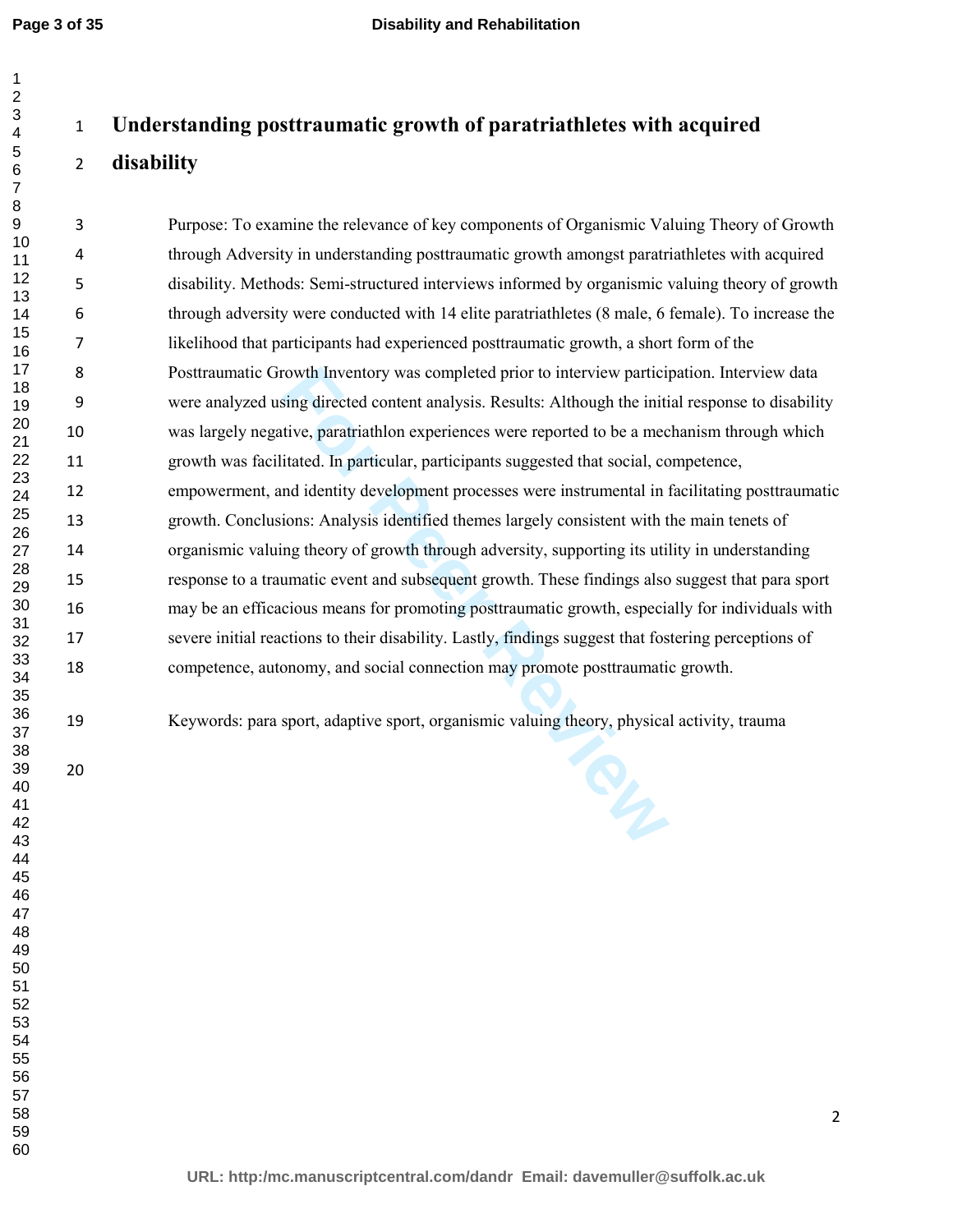# Understanding posttraumatic growth of paratriathletes with acquired disability

Purpose: To examine the relevance of key components of Organismic Valuing Theory of Growth through Adversity in understanding posttraumatic growth amongst paratriathletes with acquired disability. Methods: Semi-structured interviews informed by organismic valuing theory of growth through adversity were conducted with 14 elite paratriathletes (8 male, 6 female). To increase the likelihood that participants had experienced posttraumatic growth, a short form of the Posttraumatic Growth Inventory was completed prior to interview participation. Interview data were analyzed using directed content analysis. Results: Although the initial response to disability was largely negative, paratriathlon experiences were reported to be a mechanism through which growth was facilitated. In particular, participants suggested that social, competence, empowerment, and identity development processes were instrumental in facilitating posttraumatic growth. Conclusions: Analysis identified themes largely consistent with the main tenets of organismic valuing theory of growth through adversity, supporting its utility in understanding response to a traumatic event and subsequent growth. These findings also suggest that para sport may be an efficacious means for promoting posttraumatic growth, especially for individuals with severe initial reactions to their disability. Lastly, findings suggest that fostering perceptions of competence, autonomy, and social connection may promote posttraumatic growth.

Keywords: para sport, adaptive sport, organismic valuing theory, physical activity, trauma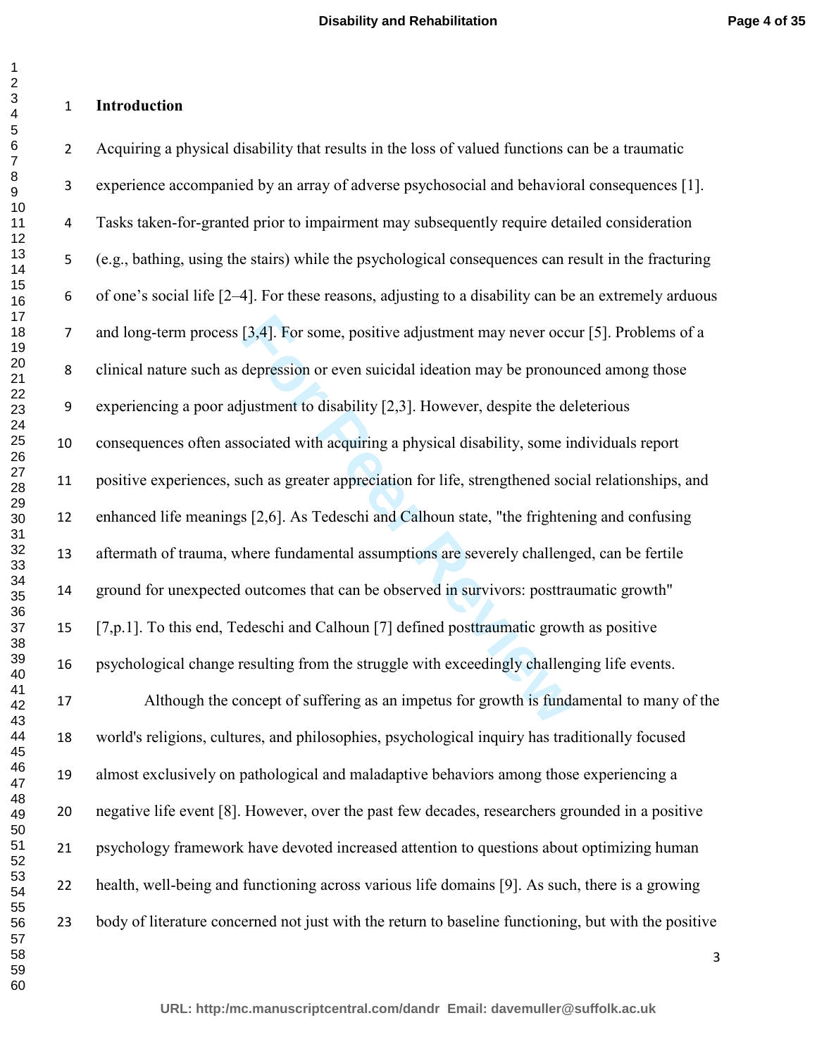## Introduction

Acquiring a physical disability that results in the loss of valued functions can be a traumatic experience accompanied by an array of adverse psychosocial and behavioral consequences [1]. Tasks taken-for-granted prior to impairment may subsequently require detailed consideration (e.g., bathing, using the stairs) while the psychological consequences can result in the fracturing of one's social life [2–4]. For these reasons, adjusting to a disability can be an extremely arduous and long-term process [3,4]. For some, positive adjustment may never occur [5]. Problems of a clinical nature such as depression or even suicidal ideation may be pronounced among those experiencing a poor adjustment to disability [2,3]. However, despite the deleterious consequences often associated with acquiring a physical disability, some individuals report positive experiences, such as greater appreciation for life, strengthened social relationships, and enhanced life meanings [2,6]. As Tedeschi and Calhoun state, "the frightening and confusing aftermath of trauma, where fundamental assumptions are severely challenged, can be fertile ground for unexpected outcomes that can be observed in survivors: posttraumatic growth" [7,p.1]. To this end, Tedeschi and Calhoun [7] defined posttraumatic growth as positive psychological change resulting from the struggle with exceedingly challenging life events.

Although the concept of suffering as an impetus for growth is fundamental to many of the world's religions, cultures, and philosophies, psychological inquiry has traditionally focused almost exclusively on pathological and maladaptive behaviors among those experiencing a negative life event [8]. However, over the past few decades, researchers grounded in a positive psychology framework have devoted increased attention to questions about optimizing human health, well-being and functioning across various life domains [9]. As such, there is a growing body of literature concerned not just with the return to baseline functioning, but with the positive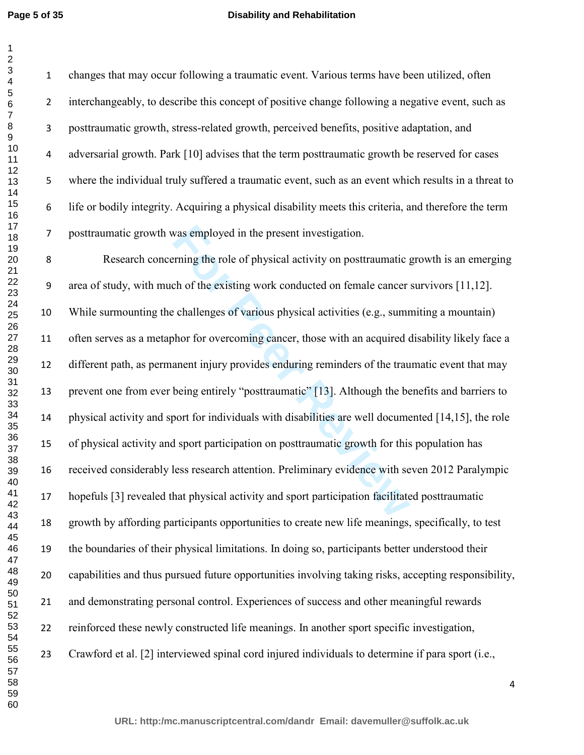changes that may occur following a traumatic event. Various terms have been utilized, often interchangeably, to describe this concept of positive change following a negative event, such as posttraumatic growth, stress-related growth, perceived benefits, positive adaptation, and adversarial growth. Park [10] advises that the term posttraumatic growth be reserved for cases where the individual truly suffered a traumatic event, such as an event which results in a threat to life or bodily integrity. Acquiring a physical disability meets this criteria, and therefore the term posttraumatic growth was employed in the present investigation.

Research concerning the role of physical activity on posttraumatic growth is an emerging area of study, with much of the existing work conducted on female cancer survivors [11,12]. While surmounting the challenges of various physical activities (e.g., summiting a mountain) often serves as a metaphor for overcoming cancer, those with an acquired disability likely face a different path, as permanent injury provides enduring reminders of the traumatic event that may prevent one from ever being entirely "posttraumatic" [13]. Although the benefits and barriers to physical activity and sport for individuals with disabilities are well documented [14,15], the role of physical activity and sport participation on posttraumatic growth for this population has received considerably less research attention. Preliminary evidence with seven 2012 Paralympic hopefuls [3] revealed that physical activity and sport participation facilitated posttraumatic growth by affording participants opportunities to create new life meanings, specifically, to test the boundaries of their physical limitations. In doing so, participants better understood their capabilities and thus pursued future opportunities involving taking risks, accepting responsibility, and demonstrating personal control. Experiences of success and other meaningful rewards reinforced these newly constructed life meanings. In another sport specific investigation, Crawford et al. [2] interviewed spinal cord injured individuals to determine if para sport (i.e.,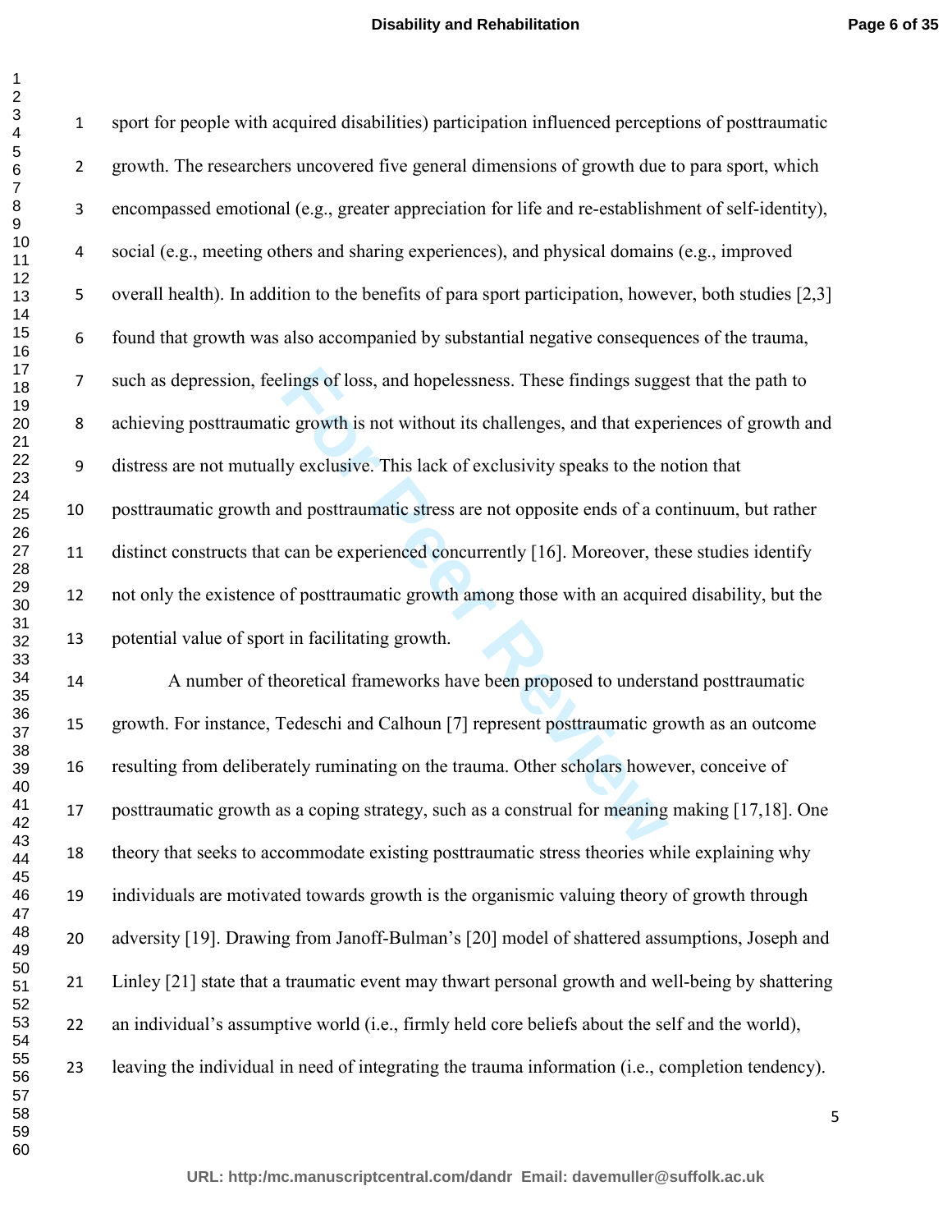sport for people with acquired disabilities) participation influenced perceptions of posttraumatic growth. The researchers uncovered five general dimensions of growth due to para sport, which encompassed emotional (e.g., greater appreciation for life and re-establishment of self-identity), social (e.g., meeting others and sharing experiences), and physical domains (e.g., improved overall health). In addition to the benefits of para sport participation, however, both studies [2,3] found that growth was also accompanied by substantial negative consequences of the trauma, such as depression, feelings of loss, and hopelessness. These findings suggest that the path to achieving posttraumatic growth is not without its challenges, and that experiences of growth and distress are not mutually exclusive. This lack of exclusivity speaks to the notion that posttraumatic growth and posttraumatic stress are not opposite ends of a continuum, but rather distinct constructs that can be experienced concurrently [16]. Moreover, these studies identify not only the existence of posttraumatic growth among those with an acquired disability, but the potential value of sport in facilitating growth.

A number of theoretical frameworks have been proposed to understand posttraumatic growth. For instance, Tedeschi and Calhoun [7] represent posttraumatic growth as an outcome resulting from deliberately ruminating on the trauma. Other scholars however, conceive of posttraumatic growth as a coping strategy, such as a construal for meaning making [17,18]. One theory that seeks to accommodate existing posttraumatic stress theories while explaining why individuals are motivated towards growth is the organismic valuing theory of growth through adversity [19]. Drawing from Janoff-Bulman's [20] model of shattered assumptions, Joseph and Linley [21] state that a traumatic event may thwart personal growth and well-being by shattering an individual's assumptive world (i.e., firmly held core beliefs about the self and the world), leaving the individual in need of integrating the trauma information (i.e., completion tendency).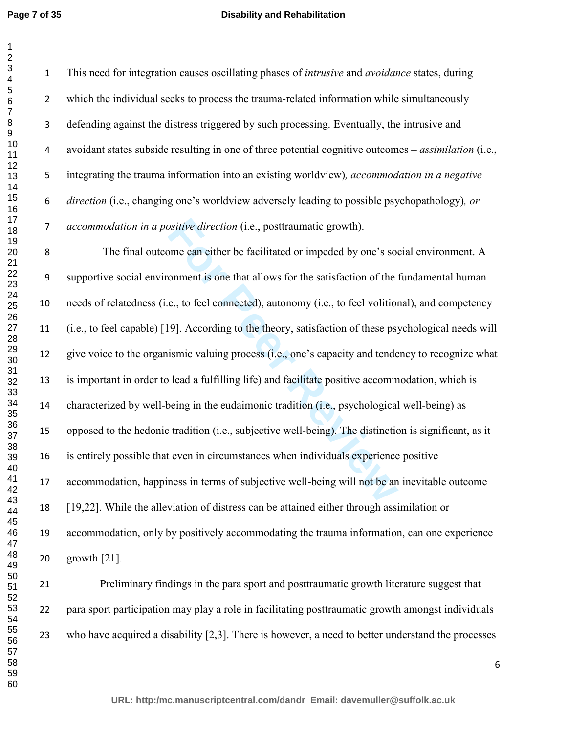This need for integration causes oscillating phases of *intrusive* and *avoidance* states, during which the individual seeks to process the trauma-related information while simultaneously defending against the distress triggered by such processing. Eventually, the intrusive and avoidant states subside resulting in one of three potential cognitive outcomes – *assimilation* (i.e., integrating the trauma information into an existing worldview)*, accommodation in a negative direction* (i.e., changing one's worldview adversely leading to possible psychopathology)*, or accommodation in a positive direction* (i.e., posttraumatic growth).

The final outcome can either be facilitated or impeded by one's social environment. A supportive social environment is one that allows for the satisfaction of the fundamental human needs of relatedness (i.e., to feel connected), autonomy (i.e., to feel volitional), and competency (i.e., to feel capable) [19]. According to the theory, satisfaction of these psychological needs will give voice to the organismic valuing process (i.e., one's capacity and tendency to recognize what is important in order to lead a fulfilling life) and facilitate positive accommodation, which is characterized by well-being in the eudaimonic tradition (i.e., psychological well-being) as opposed to the hedonic tradition (i.e., subjective well-being). The distinction is significant, as it is entirely possible that even in circumstances when individuals experience positive accommodation, happiness in terms of subjective well-being will not be an inevitable outcome [19,22]. While the alleviation of distress can be attained either through assimilation or accommodation, only by positively accommodating the trauma information, can one experience growth [21].

Preliminary findings in the para sport and posttraumatic growth literature suggest that para sport participation may play a role in facilitating posttraumatic growth amongst individuals who have acquired a disability [2,3]. There is however, a need to better understand the processes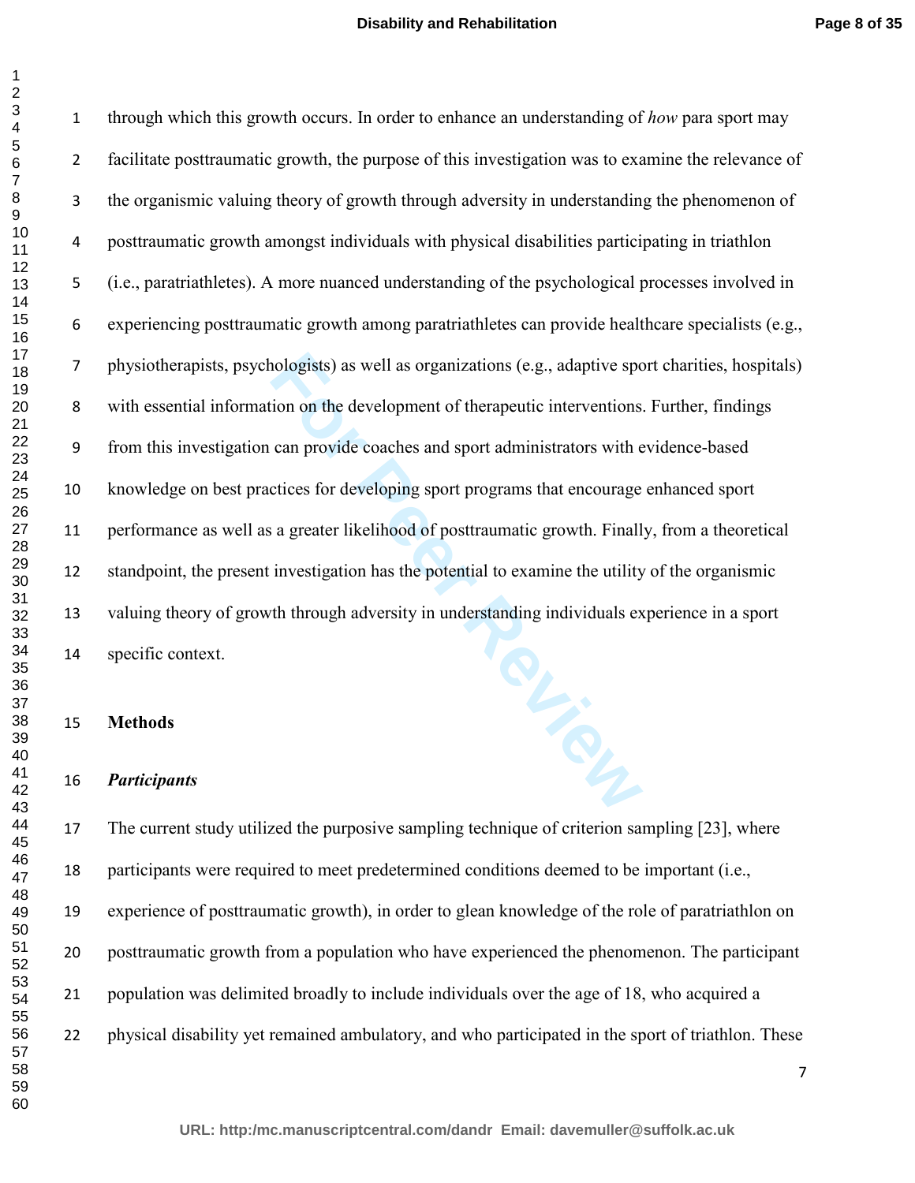through which this growth occurs. In order to enhance an understanding of *how* para sport may facilitate posttraumatic growth, the purpose of this investigation was to examine the relevance of the organismic valuing theory of growth through adversity in understanding the phenomenon of posttraumatic growth amongst individuals with physical disabilities participating in triathlon (i.e., paratriathletes). A more nuanced understanding of the psychological processes involved in experiencing posttraumatic growth among paratriathletes can provide healthcare specialists (e.g., physiotherapists, psychologists) as well as organizations (e.g., adaptive sport charities, hospitals) with essential information on the development of therapeutic interventions. Further, findings from this investigation can provide coaches and sport administrators with evidence-based knowledge on best practices for developing sport programs that encourage enhanced sport performance as well as a greater likelihood of posttraumatic growth. Finally, from a theoretical standpoint, the present investigation has the potential to examine the utility of the organismic valuing theory of growth through adversity in understanding individuals experience in a sport specific context.

## Methods

### *Participants*

The current study utilized the purposive sampling technique of criterion sampling [23], where participants were required to meet predetermined conditions deemed to be important (i.e., experience of posttraumatic growth), in order to glean knowledge of the role of paratriathlon on posttraumatic growth from a population who have experienced the phenomenon. The participant population was delimited broadly to include individuals over the age of 18, who acquired a physical disability yet remained ambulatory, and who participated in the sport of triathlon. These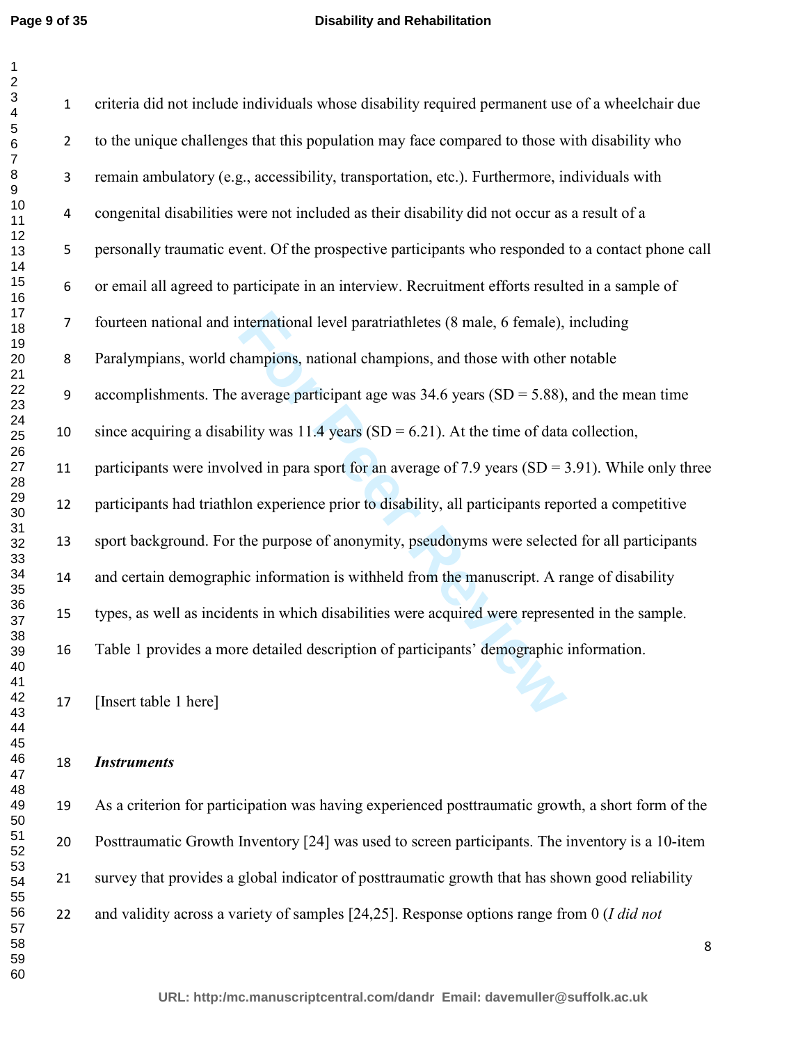criteria did not include individuals whose disability required permanent use of a wheelchair due to the unique challenges that this population may face compared to those with disability who remain ambulatory (e.g., accessibility, transportation, etc.). Furthermore, individuals with congenital disabilities were not included as their disability did not occur as a result of a personally traumatic event. Of the prospective participants who responded to a contact phone call or email all agreed to participate in an interview. Recruitment efforts resulted in a sample of fourteen national and international level paratriathletes (8 male, 6 female), including Paralympians, world champions, national champions, and those with other notable accomplishments. The average participant age was 34.6 years (SD = 5.88), and the mean time since acquiring a disability was 11.4 years (SD = 6.21). At the time of data collection, participants were involved in para sport for an average of 7.9 years (SD = 3.91). While only three participants had triathlon experience prior to disability, all participants reported a competitive sport background. For the purpose of anonymity, pseudonyms were selected for all participants and certain demographic information is withheld from the manuscript. A range of disability types, as well as incidents in which disabilities were acquired were represented in the sample. Table 1 provides a more detailed description of participants' demographic information.

[Insert table 1 here]

### *Instruments*

As a criterion for participation was having experienced posttraumatic growth, a short form of the Posttraumatic Growth Inventory [24] was used to screen participants. The inventory is a 10-item survey that provides a global indicator of posttraumatic growth that has shown good reliability and validity across a variety of samples [24,25]. Response options range from 0 (*I did not*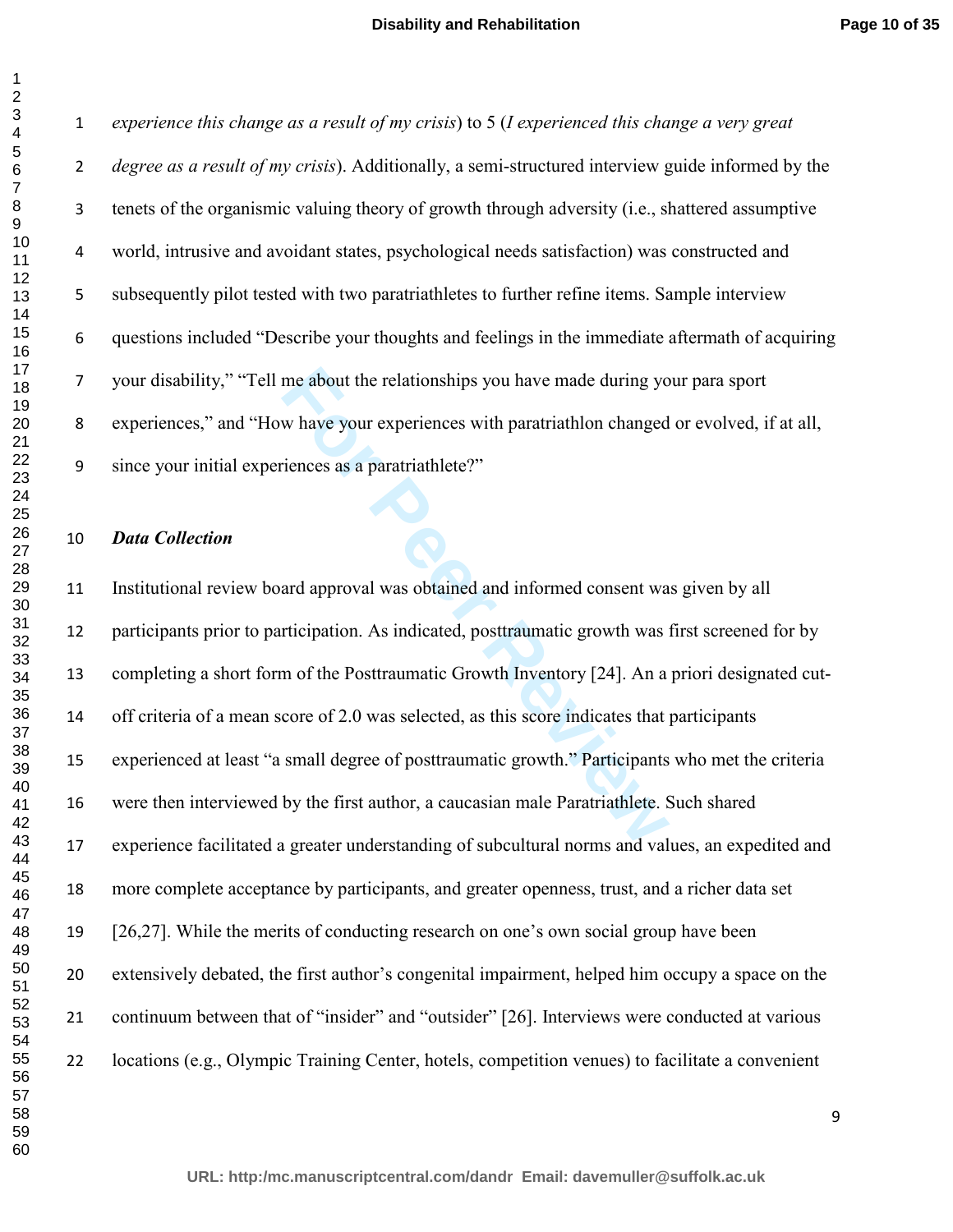*experience this change as a result of my crisis*) to 5 (*I experienced this change a very great degree as a result of my crisis*). Additionally, a semi-structured interview guide informed by the tenets of the organismic valuing theory of growth through adversity (i.e., shattered assumptive world, intrusive and avoidant states, psychological needs satisfaction) was constructed and subsequently pilot tested with two paratriathletes to further refine items. Sample interview questions included "Describe your thoughts and feelings in the immediate aftermath of acquiring your disability," "Tell me about the relationships you have made during your para sport experiences," and "How have your experiences with paratriathlon changed or evolved, if at all, since your initial experiences as a paratriathlete?"

***Data Collection***

Institutional review board approval was obtained and informed consent was given by all participants prior to participation. As indicated, posttraumatic growth was first screened for by completing a short form of the Posttraumatic Growth Inventory [24]. An a priori designated cut-off criteria of a mean score of 2.0 was selected, as this score indicates that participants experienced at least "a small degree of posttraumatic growth." Participants who met the criteria were then interviewed by the first author, a caucasian male Paratriathlete. Such shared experience facilitated a greater understanding of subcultural norms and values, an expedited and more complete acceptance by participants, and greater openness, trust, and a richer data set [26,27]. While the merits of conducting research on one's own social group have been extensively debated, the first author's congenital impairment, helped him occupy a space on the continuum between that of "insider" and "outsider" [26]. Interviews were conducted at various locations (e.g., Olympic Training Center, hotels, competition venues) to facilitate a convenient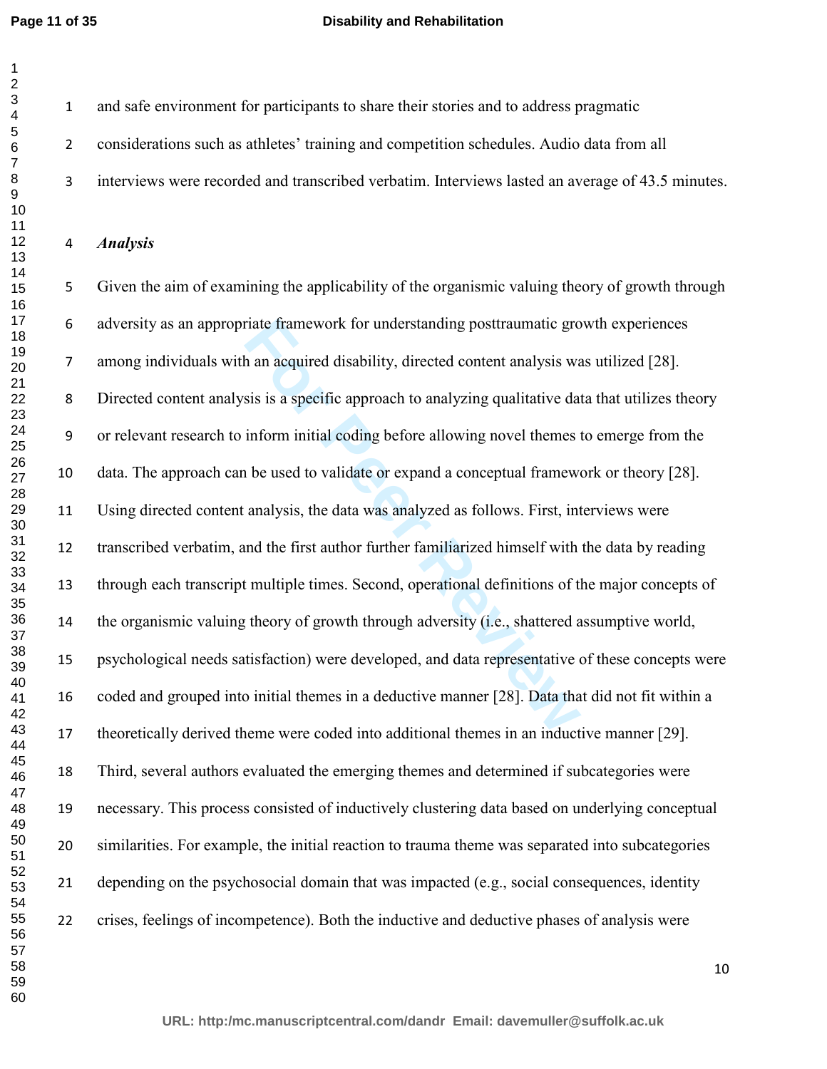and safe environment for participants to share their stories and to address pragmatic considerations such as athletes' training and competition schedules. Audio data from all interviews were recorded and transcribed verbatim. Interviews lasted an average of 43.5 minutes.

### *Analysis*

Given the aim of examining the applicability of the organismic valuing theory of growth through adversity as an appropriate framework for understanding posttraumatic growth experiences among individuals with an acquired disability, directed content analysis was utilized [28]. Directed content analysis is a specific approach to analyzing qualitative data that utilizes theory or relevant research to inform initial coding before allowing novel themes to emerge from the data. The approach can be used to validate or expand a conceptual framework or theory [28]. Using directed content analysis, the data was analyzed as follows. First, interviews were transcribed verbatim, and the first author further familiarized himself with the data by reading through each transcript multiple times. Second, operational definitions of the major concepts of the organismic valuing theory of growth through adversity (i.e., shattered assumptive world, psychological needs satisfaction) were developed, and data representative of these concepts were coded and grouped into initial themes in a deductive manner [28]. Data that did not fit within a theoretically derived theme were coded into additional themes in an inductive manner [29]. Third, several authors evaluated the emerging themes and determined if subcategories were necessary. This process consisted of inductively clustering data based on underlying conceptual similarities. For example, the initial reaction to trauma theme was separated into subcategories depending on the psychosocial domain that was impacted (e.g., social consequences, identity crises, feelings of incompetence). Both the inductive and deductive phases of analysis were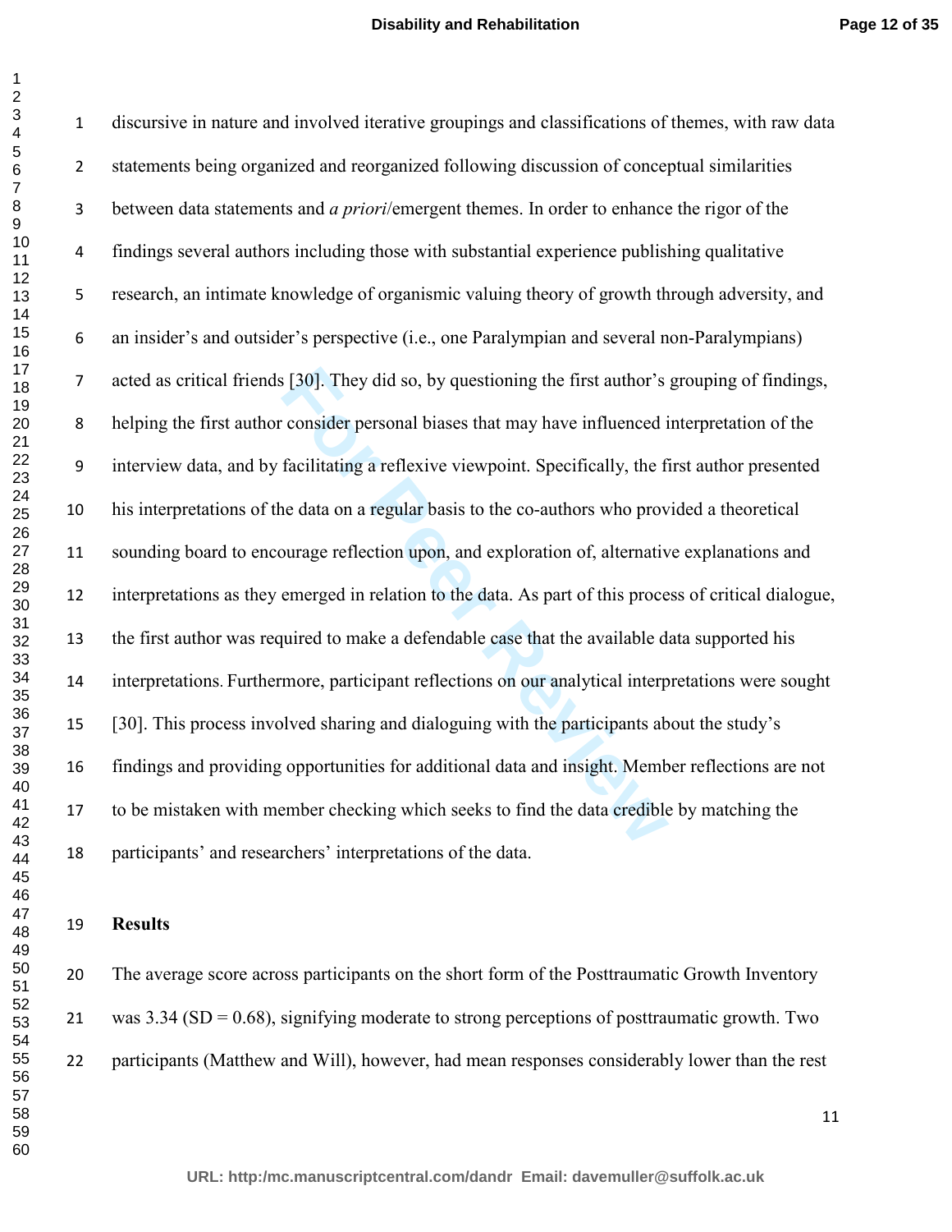discursive in nature and involved iterative groupings and classifications of themes, with raw data statements being organized and reorganized following discussion of conceptual similarities between data statements and *a priori*/emergent themes. In order to enhance the rigor of the findings several authors including those with substantial experience publishing qualitative research, an intimate knowledge of organismic valuing theory of growth through adversity, and an insider's and outsider's perspective (i.e., one Paralympian and several non-Paralympians) acted as critical friends [30]. They did so, by questioning the first author's grouping of findings, helping the first author consider personal biases that may have influenced interpretation of the interview data, and by facilitating a reflexive viewpoint. Specifically, the first author presented his interpretations of the data on a regular basis to the co-authors who provided a theoretical sounding board to encourage reflection upon, and exploration of, alternative explanations and interpretations as they emerged in relation to the data. As part of this process of critical dialogue, the first author was required to make a defendable case that the available data supported his interpretations. Furthermore, participant reflections on our analytical interpretations were sought [30]. This process involved sharing and dialoguing with the participants about the study's findings and providing opportunities for additional data and insight. Member reflections are not to be mistaken with member checking which seeks to find the data credible by matching the participants' and researchers' interpretations of the data.

## Results

The average score across participants on the short form of the Posttraumatic Growth Inventory was 3.34 (SD = 0.68), signifying moderate to strong perceptions of posttraumatic growth. Two participants (Matthew and Will), however, had mean responses considerably lower than the rest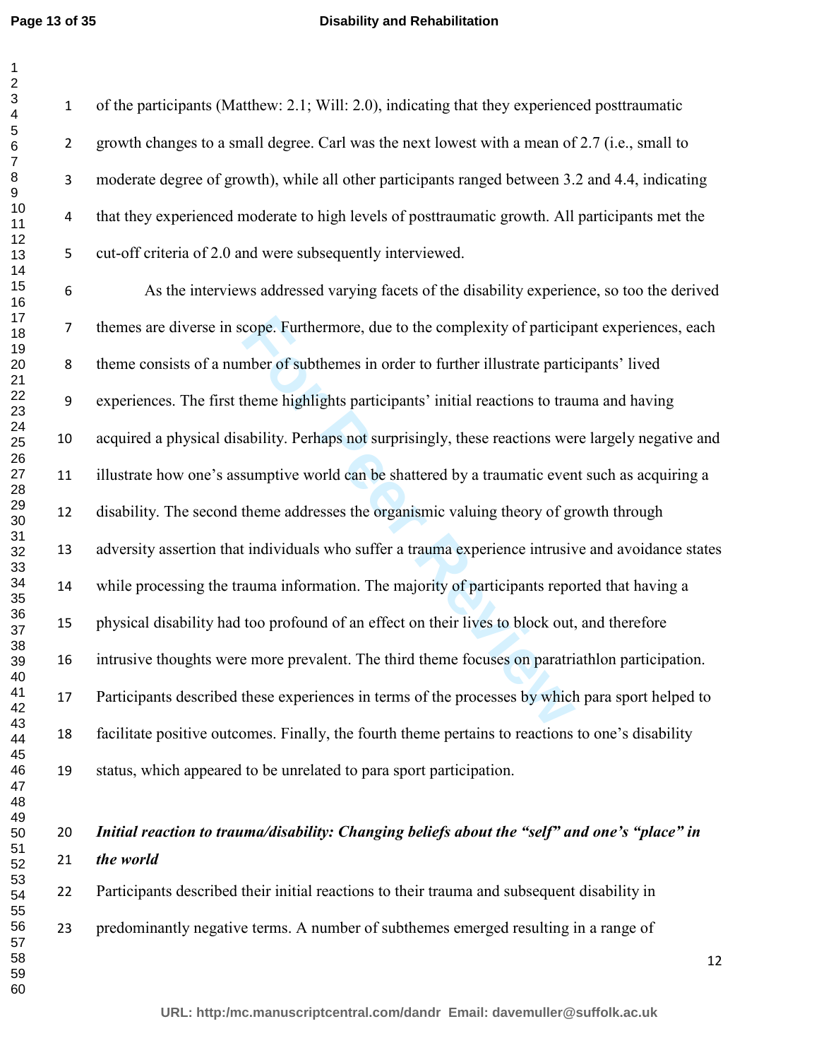of the participants (Matthew: 2.1; Will: 2.0), indicating that they experienced posttraumatic growth changes to a small degree. Carl was the next lowest with a mean of 2.7 (i.e., small to moderate degree of growth), while all other participants ranged between 3.2 and 4.4, indicating that they experienced moderate to high levels of posttraumatic growth. All participants met the cut-off criteria of 2.0 and were subsequently interviewed.

As the interviews addressed varying facets of the disability experience, so too the derived themes are diverse in scope. Furthermore, due to the complexity of participant experiences, each theme consists of a number of subthemes in order to further illustrate participants' lived experiences. The first theme highlights participants' initial reactions to trauma and having acquired a physical disability. Perhaps not surprisingly, these reactions were largely negative and illustrate how one's assumptive world can be shattered by a traumatic event such as acquiring a disability. The second theme addresses the organismic valuing theory of growth through adversity assertion that individuals who suffer a trauma experience intrusive and avoidance states while processing the trauma information. The majority of participants reported that having a physical disability had too profound of an effect on their lives to block out, and therefore intrusive thoughts were more prevalent. The third theme focuses on paratriathlon participation. Participants described these experiences in terms of the processes by which para sport helped to facilitate positive outcomes. Finally, the fourth theme pertains to reactions to one's disability status, which appeared to be unrelated to para sport participation.

***Initial reaction to trauma/disability: Changing beliefs about the "self" and one's "place" in the world***

Participants described their initial reactions to their trauma and subsequent disability in predominantly negative terms. A number of subthemes emerged resulting in a range of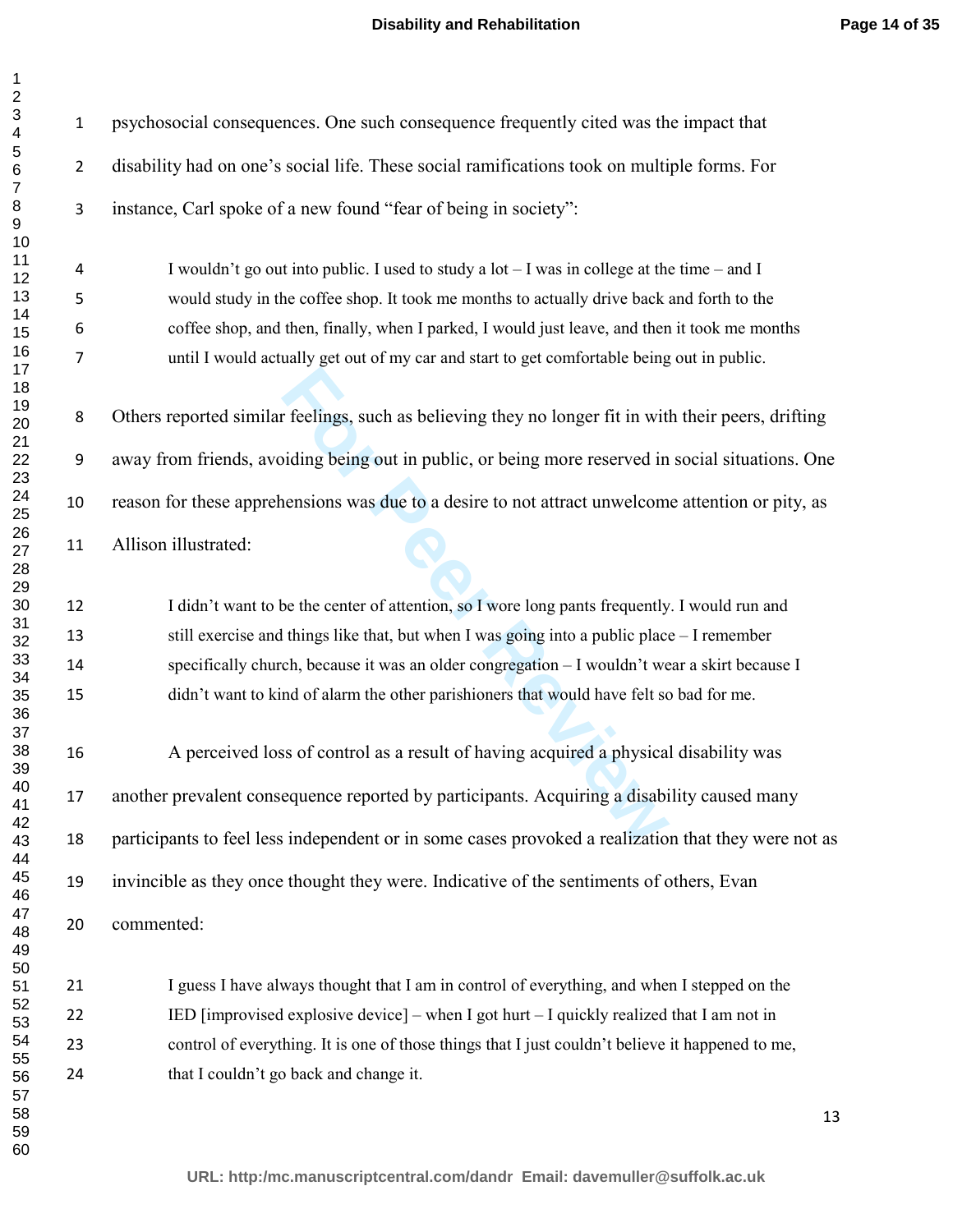psychosocial consequences. One such consequence frequently cited was the impact that disability had on one's social life. These social ramifications took on multiple forms. For instance, Carl spoke of a new found "fear of being in society":

> I wouldn't go out into public. I used to study a lot – I was in college at the time – and I would study in the coffee shop. It took me months to actually drive back and forth to the coffee shop, and then, finally, when I parked, I would just leave, and then it took me months until I would actually get out of my car and start to get comfortable being out in public.

Others reported similar feelings, such as believing they no longer fit in with their peers, drifting away from friends, avoiding being out in public, or being more reserved in social situations. One reason for these apprehensions was due to a desire to not attract unwelcome attention or pity, as Allison illustrated:

> I didn't want to be the center of attention, so I wore long pants frequently. I would run and still exercise and things like that, but when I was going into a public place – I remember specifically church, because it was an older congregation – I wouldn't wear a skirt because I didn't want to kind of alarm the other parishioners that would have felt so bad for me.

A perceived loss of control as a result of having acquired a physical disability was another prevalent consequence reported by participants. Acquiring a disability caused many participants to feel less independent or in some cases provoked a realization that they were not as invincible as they once thought they were. Indicative of the sentiments of others, Evan commented:

> I guess I have always thought that I am in control of everything, and when I stepped on the IED [improvised explosive device] – when I got hurt – I quickly realized that I am not in control of everything. It is one of those things that I just couldn't believe it happened to me, that I couldn't go back and change it.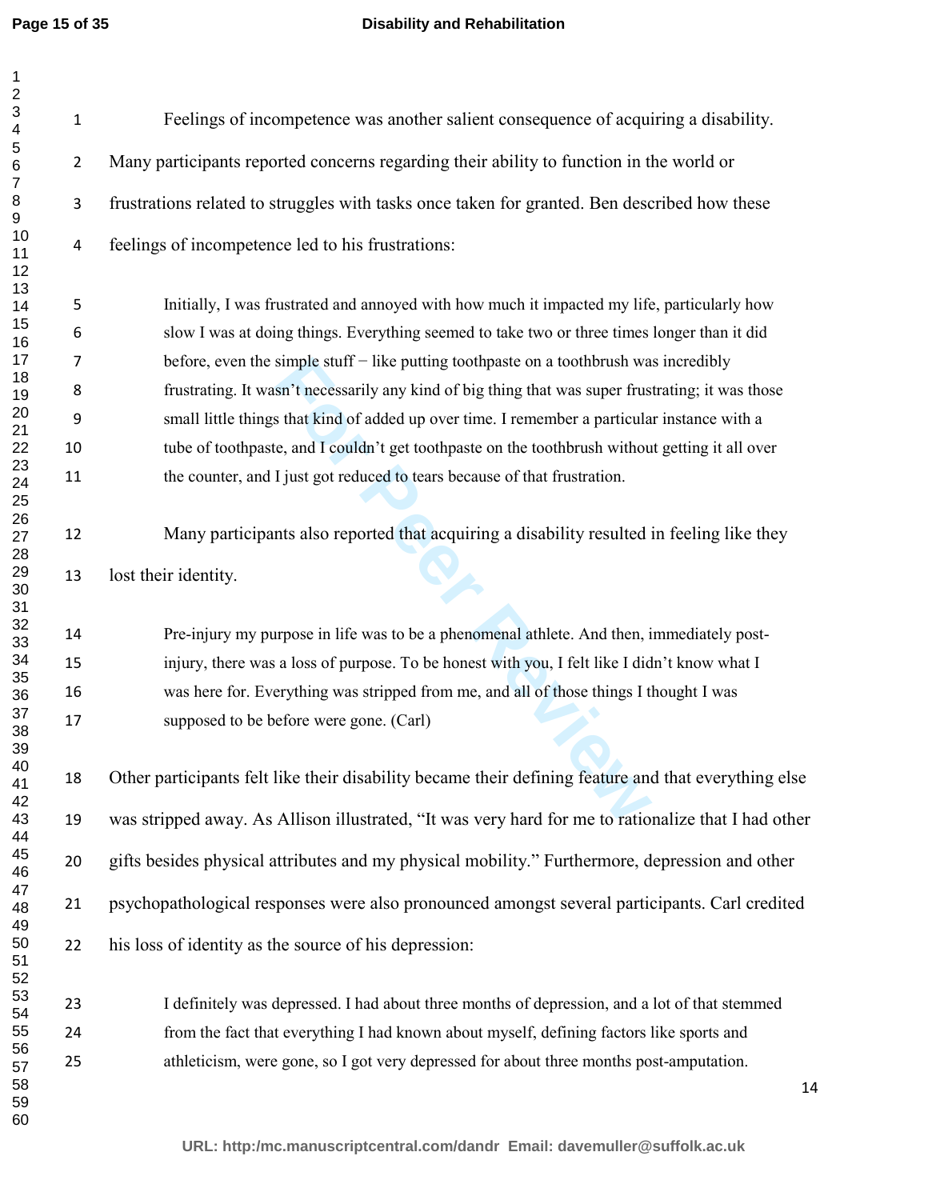Feelings of incompetence was another salient consequence of acquiring a disability. Many participants reported concerns regarding their ability to function in the world or frustrations related to struggles with tasks once taken for granted. Ben described how these feelings of incompetence led to his frustrations:

> Initially, I was frustrated and annoyed with how much it impacted my life, particularly how slow I was at doing things. Everything seemed to take two or three times longer than it did before, even the simple stuff − like putting toothpaste on a toothbrush was incredibly frustrating. It wasn't necessarily any kind of big thing that was super frustrating; it was those small little things that kind of added up over time. I remember a particular instance with a tube of toothpaste, and I couldn't get toothpaste on the toothbrush without getting it all over the counter, and I just got reduced to tears because of that frustration.

Many participants also reported that acquiring a disability resulted in feeling like they lost their identity.

> Pre-injury my purpose in life was to be a phenomenal athlete. And then, immediately post-injury, there was a loss of purpose. To be honest with you, I felt like I didn't know what I was here for. Everything was stripped from me, and all of those things I thought I was supposed to be before were gone. (Carl)

Other participants felt like their disability became their defining feature and that everything else was stripped away. As Allison illustrated, "It was very hard for me to rationalize that I had other gifts besides physical attributes and my physical mobility." Furthermore, depression and other psychopathological responses were also pronounced amongst several participants. Carl credited his loss of identity as the source of his depression:

> I definitely was depressed. I had about three months of depression, and a lot of that stemmed from the fact that everything I had known about myself, defining factors like sports and athleticism, were gone, so I got very depressed for about three months post-amputation.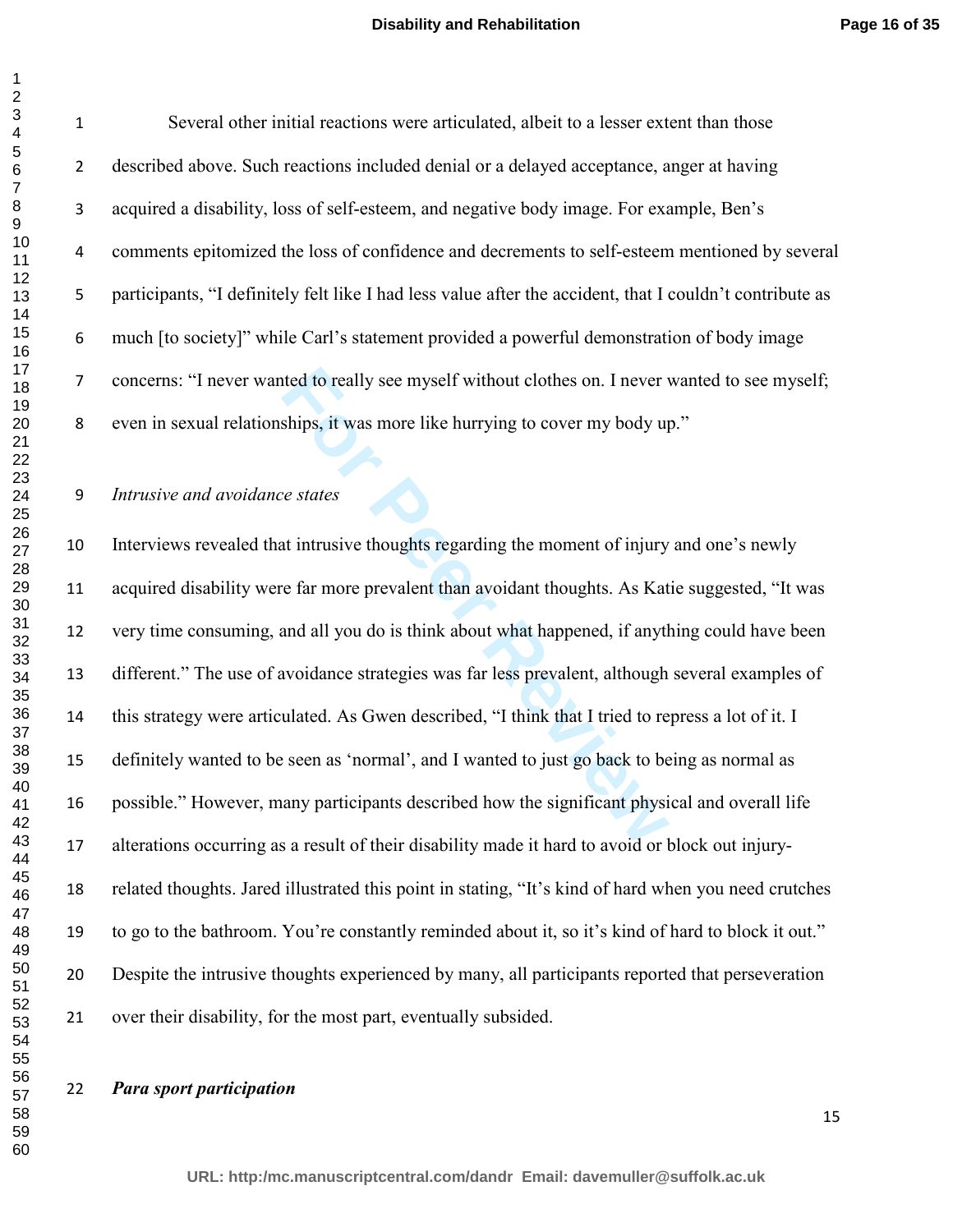Several other initial reactions were articulated, albeit to a lesser extent than those described above. Such reactions included denial or a delayed acceptance, anger at having acquired a disability, loss of self-esteem, and negative body image. For example, Ben's comments epitomized the loss of confidence and decrements to self-esteem mentioned by several participants, "I definitely felt like I had less value after the accident, that I couldn't contribute as much [to society]" while Carl's statement provided a powerful demonstration of body image concerns: "I never wanted to really see myself without clothes on. I never wanted to see myself; even in sexual relationships, it was more like hurrying to cover my body up."

*Intrusive and avoidance states*

Interviews revealed that intrusive thoughts regarding the moment of injury and one's newly acquired disability were far more prevalent than avoidant thoughts. As Katie suggested, "It was very time consuming, and all you do is think about what happened, if anything could have been different." The use of avoidance strategies was far less prevalent, although several examples of this strategy were articulated. As Gwen described, "I think that I tried to repress a lot of it. I definitely wanted to be seen as 'normal', and I wanted to just go back to being as normal as possible." However, many participants described how the significant physical and overall life alterations occurring as a result of their disability made it hard to avoid or block out injury-related thoughts. Jared illustrated this point in stating, "It's kind of hard when you need crutches to go to the bathroom. You're constantly reminded about it, so it's kind of hard to block it out." Despite the intrusive thoughts experienced by many, all participants reported that perseveration over their disability, for the most part, eventually subsided.

***Para sport participation***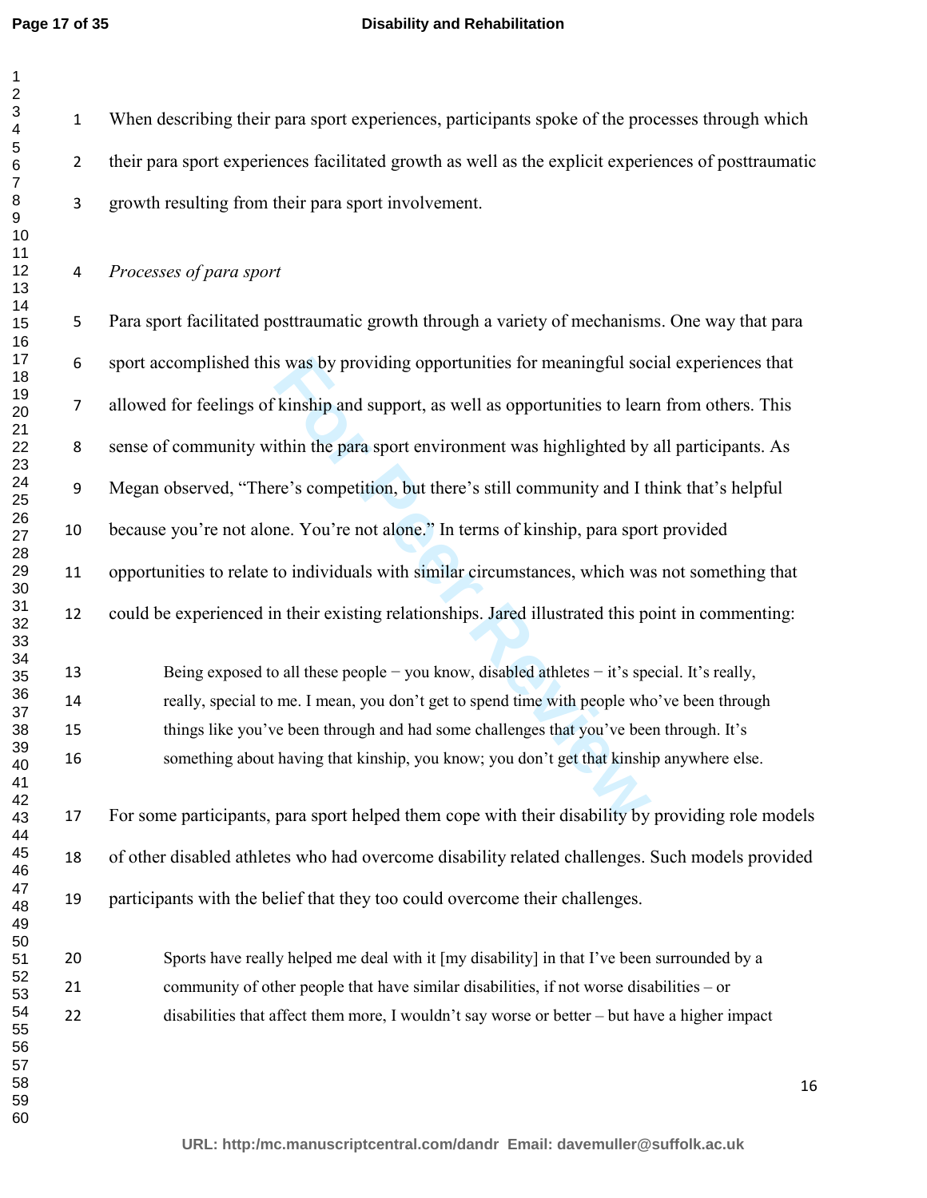When describing their para sport experiences, participants spoke of the processes through which their para sport experiences facilitated growth as well as the explicit experiences of posttraumatic growth resulting from their para sport involvement.

*Processes of para sport*

Para sport facilitated posttraumatic growth through a variety of mechanisms. One way that para sport accomplished this was by providing opportunities for meaningful social experiences that allowed for feelings of kinship and support, as well as opportunities to learn from others. This sense of community within the para sport environment was highlighted by all participants. As Megan observed, "There's competition, but there's still community and I think that's helpful because you're not alone. You're not alone." In terms of kinship, para sport provided opportunities to relate to individuals with similar circumstances, which was not something that could be experienced in their existing relationships. Jared illustrated this point in commenting:

> Being exposed to all these people − you know, disabled athletes − it's special. It's really, really, special to me. I mean, you don't get to spend time with people who've been through things like you've been through and had some challenges that you've been through. It's something about having that kinship, you know; you don't get that kinship anywhere else.

For some participants, para sport helped them cope with their disability by providing role models of other disabled athletes who had overcome disability related challenges. Such models provided participants with the belief that they too could overcome their challenges.

> Sports have really helped me deal with it [my disability] in that I've been surrounded by a community of other people that have similar disabilities, if not worse disabilities – or disabilities that affect them more, I wouldn't say worse or better – but have a higher impact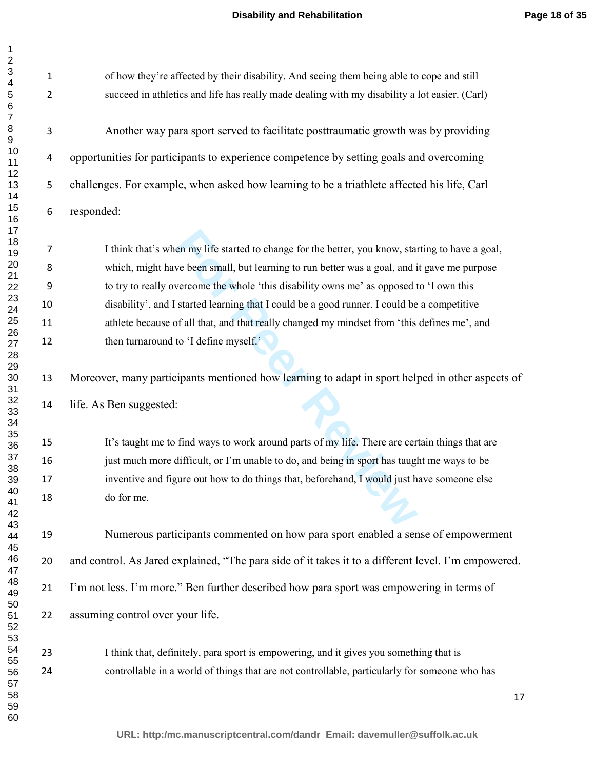of how they're affected by their disability. And seeing them being able to cope and still succeed in athletics and life has really made dealing with my disability a lot easier. (Carl)

Another way para sport served to facilitate posttraumatic growth was by providing opportunities for participants to experience competence by setting goals and overcoming challenges. For example, when asked how learning to be a triathlete affected his life, Carl responded:

> I think that's when my life started to change for the better, you know, starting to have a goal, which, might have been small, but learning to run better was a goal, and it gave me purpose to try to really overcome the whole 'this disability owns me' as opposed to 'I own this disability', and I started learning that I could be a good runner. I could be a competitive athlete because of all that, and that really changed my mindset from 'this defines me', and then turnaround to 'I define myself.'

Moreover, many participants mentioned how learning to adapt in sport helped in other aspects of life. As Ben suggested:

> It's taught me to find ways to work around parts of my life. There are certain things that are just much more difficult, or I'm unable to do, and being in sport has taught me ways to be inventive and figure out how to do things that, beforehand, I would just have someone else do for me.

Numerous participants commented on how para sport enabled a sense of empowerment and control. As Jared explained, "The para side of it takes it to a different level. I'm empowered. I'm not less. I'm more." Ben further described how para sport was empowering in terms of assuming control over your life.

> I think that, definitely, para sport is empowering, and it gives you something that is controllable in a world of things that are not controllable, particularly for someone who has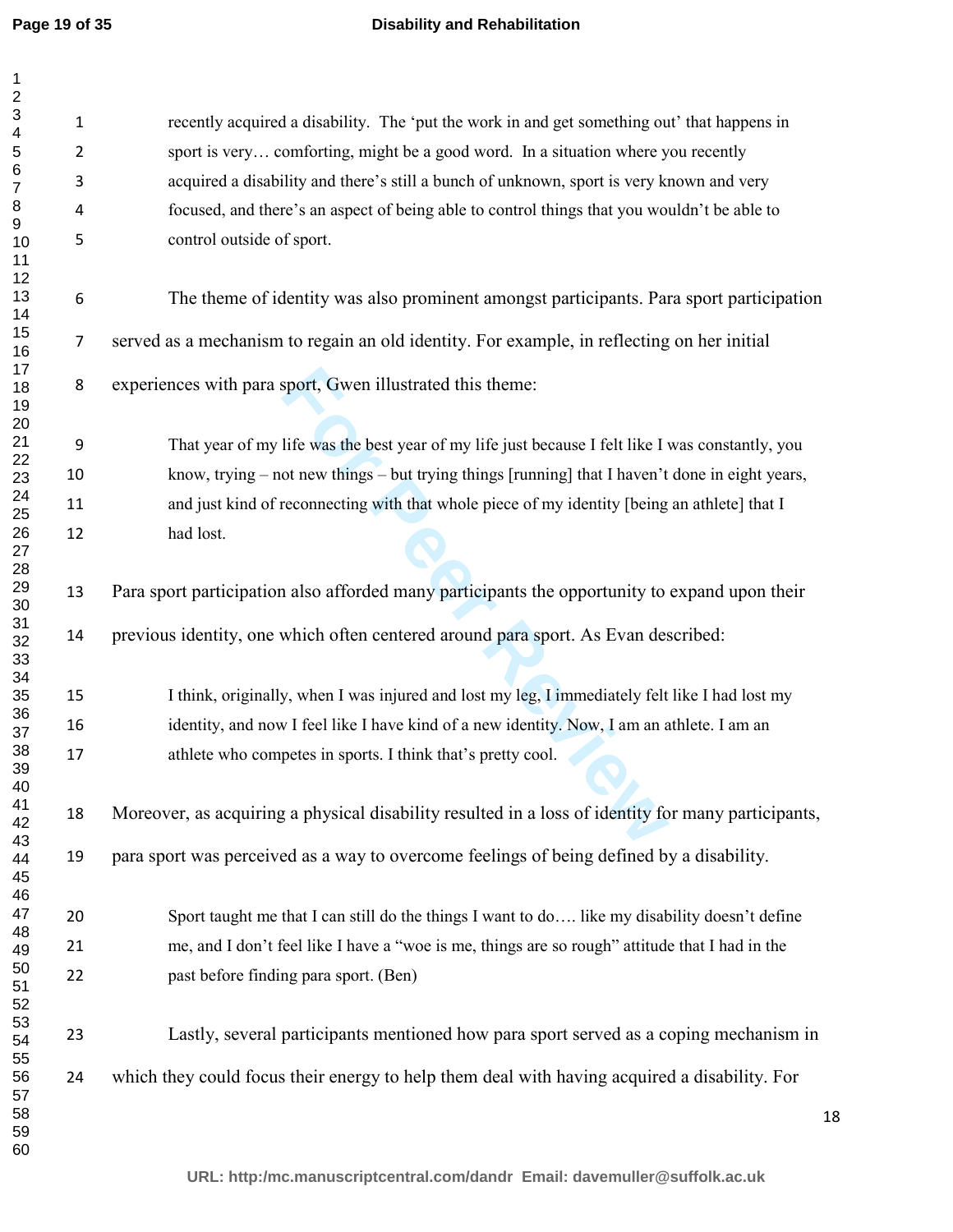> recently acquired a disability. The 'put the work in and get something out' that happens in sport is very… comforting, might be a good word. In a situation where you recently acquired a disability and there's still a bunch of unknown, sport is very known and very focused, and there's an aspect of being able to control things that you wouldn't be able to control outside of sport.

The theme of identity was also prominent amongst participants. Para sport participation served as a mechanism to regain an old identity. For example, in reflecting on her initial experiences with para sport, Gwen illustrated this theme:

> That year of my life was the best year of my life just because I felt like I was constantly, you know, trying – not new things – but trying things [running] that I haven't done in eight years, and just kind of reconnecting with that whole piece of my identity [being an athlete] that I had lost.

Para sport participation also afforded many participants the opportunity to expand upon their previous identity, one which often centered around para sport. As Evan described:

> I think, originally, when I was injured and lost my leg, I immediately felt like I had lost my identity, and now I feel like I have kind of a new identity. Now, I am an athlete. I am an athlete who competes in sports. I think that's pretty cool.

Moreover, as acquiring a physical disability resulted in a loss of identity for many participants, para sport was perceived as a way to overcome feelings of being defined by a disability.

> Sport taught me that I can still do the things I want to do…. like my disability doesn't define me, and I don't feel like I have a "woe is me, things are so rough" attitude that I had in the past before finding para sport. (Ben)

Lastly, several participants mentioned how para sport served as a coping mechanism in which they could focus their energy to help them deal with having acquired a disability. For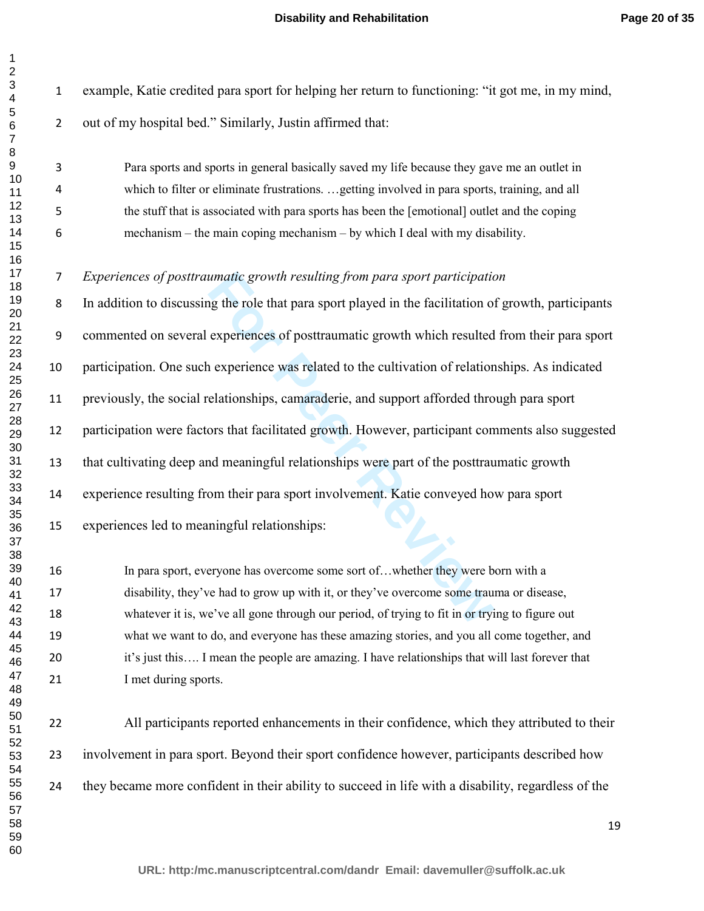example, Katie credited para sport for helping her return to functioning: "it got me, in my mind, out of my hospital bed." Similarly, Justin affirmed that:

> Para sports and sports in general basically saved my life because they gave me an outlet in which to filter or eliminate frustrations. …getting involved in para sports, training, and all the stuff that is associated with para sports has been the [emotional] outlet and the coping mechanism – the main coping mechanism – by which I deal with my disability.

*Experiences of posttraumatic growth resulting from para sport participation*

In addition to discussing the role that para sport played in the facilitation of growth, participants commented on several experiences of posttraumatic growth which resulted from their para sport participation. One such experience was related to the cultivation of relationships. As indicated previously, the social relationships, camaraderie, and support afforded through para sport participation were factors that facilitated growth. However, participant comments also suggested that cultivating deep and meaningful relationships were part of the posttraumatic growth experience resulting from their para sport involvement. Katie conveyed how para sport experiences led to meaningful relationships:

> In para sport, everyone has overcome some sort of…whether they were born with a disability, they've had to grow up with it, or they've overcome some trauma or disease, whatever it is, we've all gone through our period, of trying to fit in or trying to figure out what we want to do, and everyone has these amazing stories, and you all come together, and it's just this…. I mean the people are amazing. I have relationships that will last forever that I met during sports.

All participants reported enhancements in their confidence, which they attributed to their involvement in para sport. Beyond their sport confidence however, participants described how they became more confident in their ability to succeed in life with a disability, regardless of the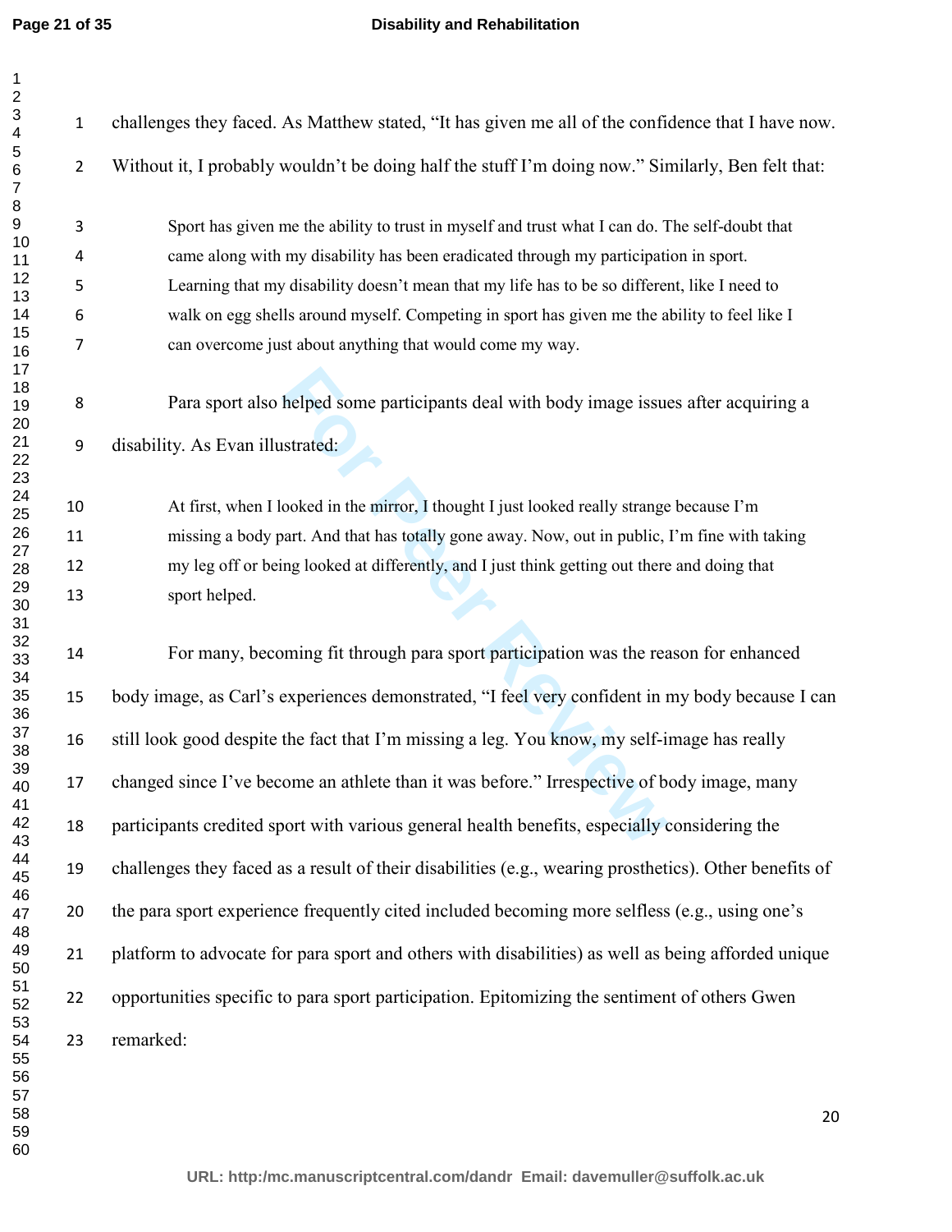challenges they faced. As Matthew stated, "It has given me all of the confidence that I have now. Without it, I probably wouldn't be doing half the stuff I'm doing now." Similarly, Ben felt that:

> Sport has given me the ability to trust in myself and trust what I can do. The self-doubt that came along with my disability has been eradicated through my participation in sport. Learning that my disability doesn't mean that my life has to be so different, like I need to walk on egg shells around myself. Competing in sport has given me the ability to feel like I can overcome just about anything that would come my way.

Para sport also helped some participants deal with body image issues after acquiring a disability. As Evan illustrated:

> At first, when I looked in the mirror, I thought I just looked really strange because I'm missing a body part. And that has totally gone away. Now, out in public, I'm fine with taking my leg off or being looked at differently, and I just think getting out there and doing that sport helped.

For many, becoming fit through para sport participation was the reason for enhanced body image, as Carl's experiences demonstrated, "I feel very confident in my body because I can still look good despite the fact that I'm missing a leg. You know, my self-image has really changed since I've become an athlete than it was before." Irrespective of body image, many participants credited sport with various general health benefits, especially considering the challenges they faced as a result of their disabilities (e.g., wearing prosthetics). Other benefits of the para sport experience frequently cited included becoming more selfless (e.g., using one's platform to advocate for para sport and others with disabilities) as well as being afforded unique opportunities specific to para sport participation. Epitomizing the sentiment of others Gwen remarked: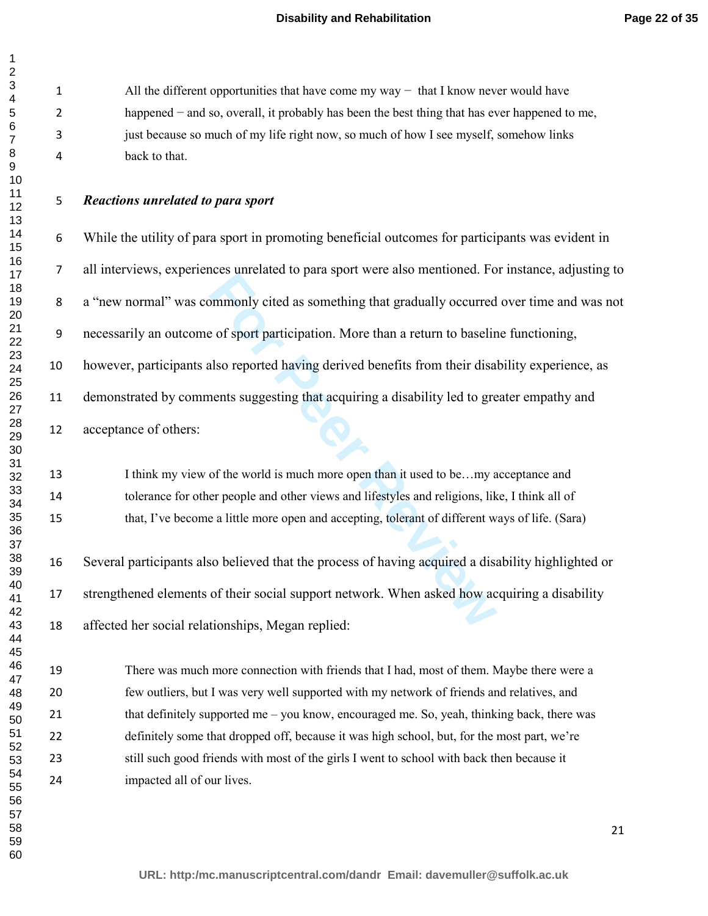> All the different opportunities that have come my way − that I know never would have happened − and so, overall, it probably has been the best thing that has ever happened to me, just because so much of my life right now, so much of how I see myself, somehow links back to that.

***Reactions unrelated to para sport***

While the utility of para sport in promoting beneficial outcomes for participants was evident in all interviews, experiences unrelated to para sport were also mentioned. For instance, adjusting to a "new normal" was commonly cited as something that gradually occurred over time and was not necessarily an outcome of sport participation. More than a return to baseline functioning, however, participants also reported having derived benefits from their disability experience, as demonstrated by comments suggesting that acquiring a disability led to greater empathy and acceptance of others:

> I think my view of the world is much more open than it used to be…my acceptance and tolerance for other people and other views and lifestyles and religions, like, I think all of that, I've become a little more open and accepting, tolerant of different ways of life. (Sara)

Several participants also believed that the process of having acquired a disability highlighted or strengthened elements of their social support network. When asked how acquiring a disability affected her social relationships, Megan replied:

> There was much more connection with friends that I had, most of them. Maybe there were a few outliers, but I was very well supported with my network of friends and relatives, and that definitely supported me – you know, encouraged me. So, yeah, thinking back, there was definitely some that dropped off, because it was high school, but, for the most part, we're still such good friends with most of the girls I went to school with back then because it impacted all of our lives.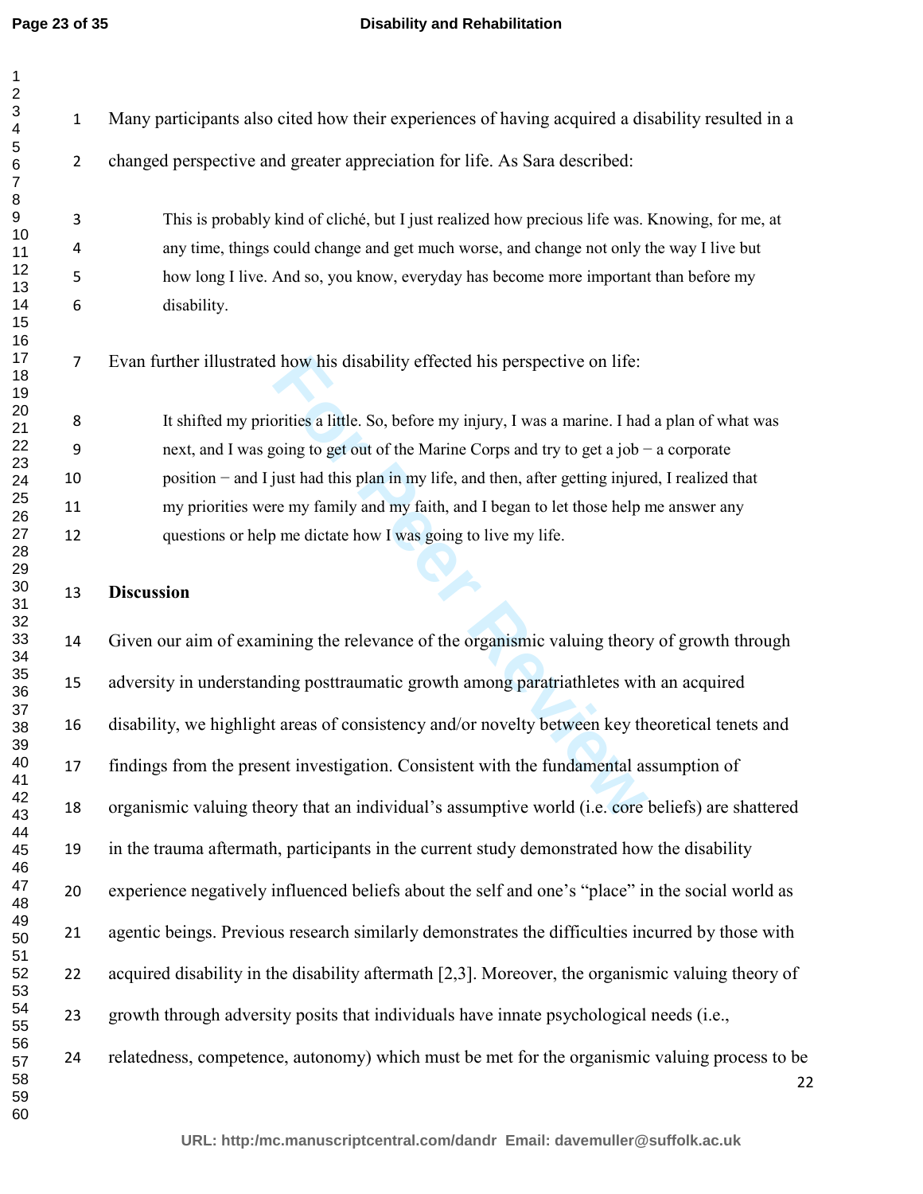Many participants also cited how their experiences of having acquired a disability resulted in a changed perspective and greater appreciation for life. As Sara described:

> This is probably kind of cliché, but I just realized how precious life was. Knowing, for me, at any time, things could change and get much worse, and change not only the way I live but how long I live. And so, you know, everyday has become more important than before my disability.

Evan further illustrated how his disability effected his perspective on life:

> It shifted my priorities a little. So, before my injury, I was a marine. I had a plan of what was next, and I was going to get out of the Marine Corps and try to get a job − a corporate position − and I just had this plan in my life, and then, after getting injured, I realized that my priorities were my family and my faith, and I began to let those help me answer any questions or help me dictate how I was going to live my life.

## Discussion

Given our aim of examining the relevance of the organismic valuing theory of growth through adversity in understanding posttraumatic growth among paratriathletes with an acquired disability, we highlight areas of consistency and/or novelty between key theoretical tenets and findings from the present investigation. Consistent with the fundamental assumption of organismic valuing theory that an individual's assumptive world (i.e. core beliefs) are shattered in the trauma aftermath, participants in the current study demonstrated how the disability experience negatively influenced beliefs about the self and one's "place" in the social world as agentic beings. Previous research similarly demonstrates the difficulties incurred by those with acquired disability in the disability aftermath [2,3]. Moreover, the organismic valuing theory of growth through adversity posits that individuals have innate psychological needs (i.e., relatedness, competence, autonomy) which must be met for the organismic valuing process to be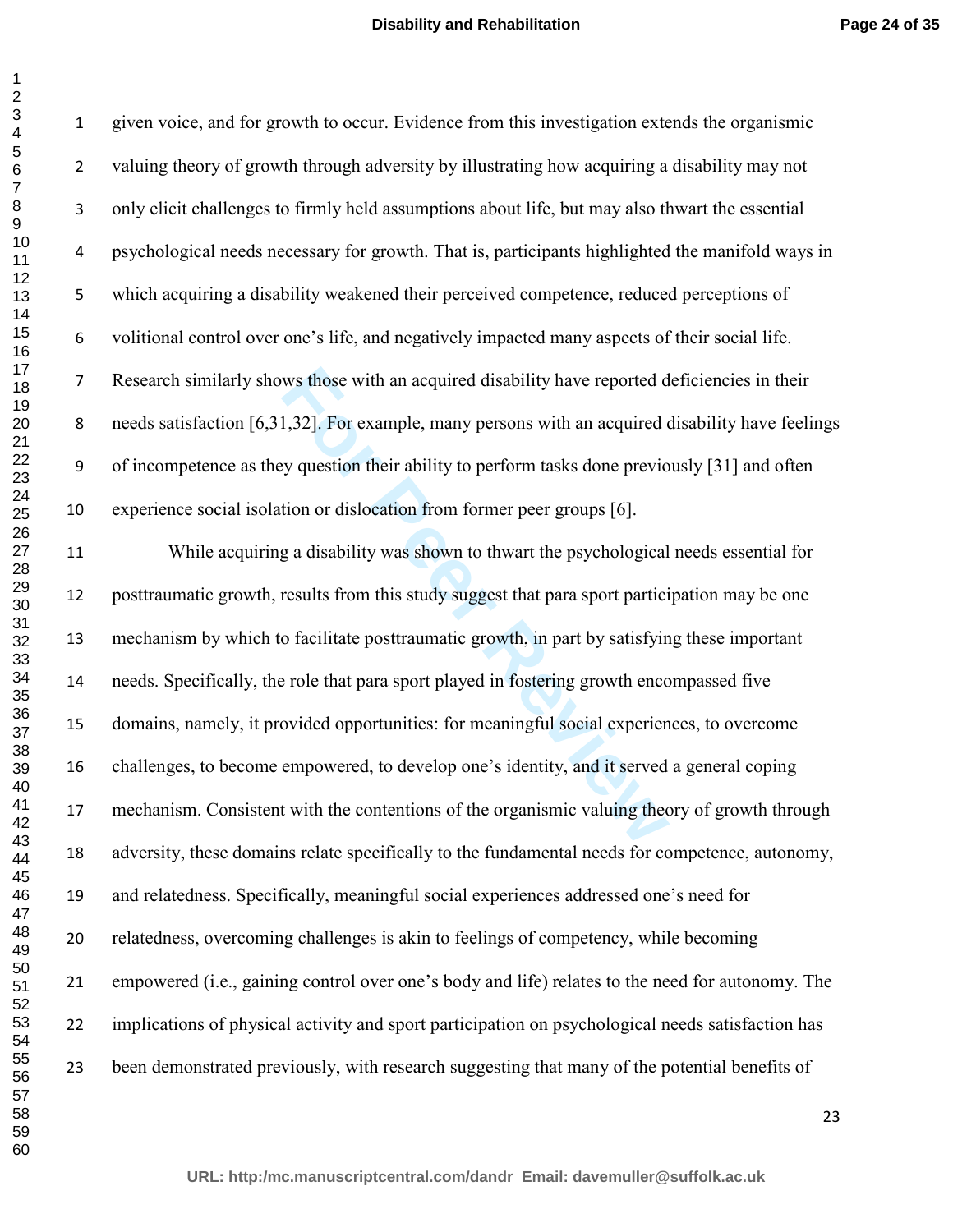given voice, and for growth to occur. Evidence from this investigation extends the organismic valuing theory of growth through adversity by illustrating how acquiring a disability may not only elicit challenges to firmly held assumptions about life, but may also thwart the essential psychological needs necessary for growth. That is, participants highlighted the manifold ways in which acquiring a disability weakened their perceived competence, reduced perceptions of volitional control over one's life, and negatively impacted many aspects of their social life. Research similarly shows those with an acquired disability have reported deficiencies in their needs satisfaction [6,31,32]. For example, many persons with an acquired disability have feelings of incompetence as they question their ability to perform tasks done previously [31] and often experience social isolation or dislocation from former peer groups [6].

While acquiring a disability was shown to thwart the psychological needs essential for posttraumatic growth, results from this study suggest that para sport participation may be one mechanism by which to facilitate posttraumatic growth, in part by satisfying these important needs. Specifically, the role that para sport played in fostering growth encompassed five domains, namely, it provided opportunities: for meaningful social experiences, to overcome challenges, to become empowered, to develop one's identity, and it served a general coping mechanism. Consistent with the contentions of the organismic valuing theory of growth through adversity, these domains relate specifically to the fundamental needs for competence, autonomy, and relatedness. Specifically, meaningful social experiences addressed one's need for relatedness, overcoming challenges is akin to feelings of competency, while becoming empowered (i.e., gaining control over one's body and life) relates to the need for autonomy. The implications of physical activity and sport participation on psychological needs satisfaction has been demonstrated previously, with research suggesting that many of the potential benefits of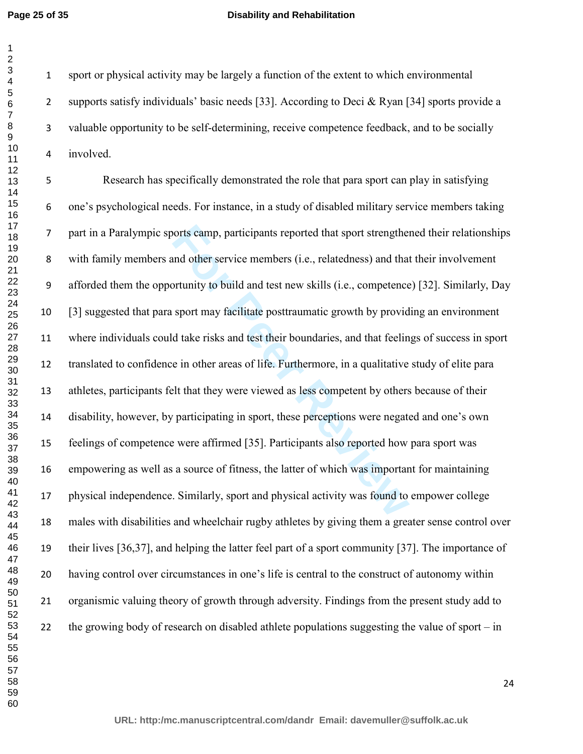sport or physical activity may be largely a function of the extent to which environmental supports satisfy individuals' basic needs [33]. According to Deci & Ryan [34] sports provide a valuable opportunity to be self-determining, receive competence feedback, and to be socially involved.

Research has specifically demonstrated the role that para sport can play in satisfying one's psychological needs. For instance, in a study of disabled military service members taking part in a Paralympic sports camp, participants reported that sport strengthened their relationships with family members and other service members (i.e., relatedness) and that their involvement afforded them the opportunity to build and test new skills (i.e., competence) [32]. Similarly, Day [3] suggested that para sport may facilitate posttraumatic growth by providing an environment where individuals could take risks and test their boundaries, and that feelings of success in sport translated to confidence in other areas of life. Furthermore, in a qualitative study of elite para athletes, participants felt that they were viewed as less competent by others because of their disability, however, by participating in sport, these perceptions were negated and one's own feelings of competence were affirmed [35]. Participants also reported how para sport was empowering as well as a source of fitness, the latter of which was important for maintaining physical independence. Similarly, sport and physical activity was found to empower college males with disabilities and wheelchair rugby athletes by giving them a greater sense control over their lives [36,37], and helping the latter feel part of a sport community [37]. The importance of having control over circumstances in one's life is central to the construct of autonomy within organismic valuing theory of growth through adversity. Findings from the present study add to the growing body of research on disabled athlete populations suggesting the value of sport – in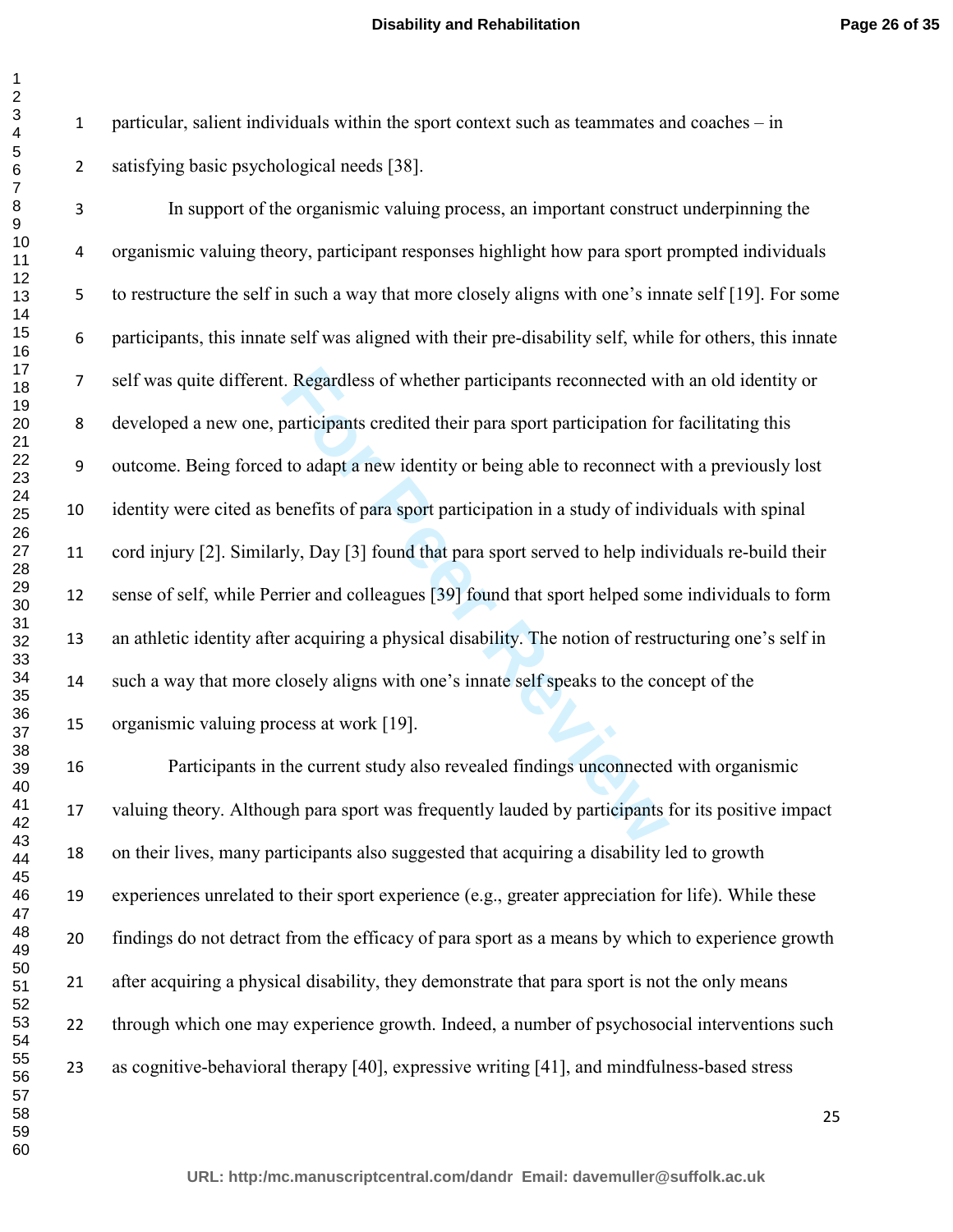particular, salient individuals within the sport context such as teammates and coaches – in satisfying basic psychological needs [38].

In support of the organismic valuing process, an important construct underpinning the organismic valuing theory, participant responses highlight how para sport prompted individuals to restructure the self in such a way that more closely aligns with one's innate self [19]. For some participants, this innate self was aligned with their pre-disability self, while for others, this innate self was quite different. Regardless of whether participants reconnected with an old identity or developed a new one, participants credited their para sport participation for facilitating this outcome. Being forced to adapt a new identity or being able to reconnect with a previously lost identity were cited as benefits of para sport participation in a study of individuals with spinal cord injury [2]. Similarly, Day [3] found that para sport served to help individuals re-build their sense of self, while Perrier and colleagues [39] found that sport helped some individuals to form an athletic identity after acquiring a physical disability. The notion of restructuring one's self in such a way that more closely aligns with one's innate self speaks to the concept of the organismic valuing process at work [19].

Participants in the current study also revealed findings unconnected with organismic valuing theory. Although para sport was frequently lauded by participants for its positive impact on their lives, many participants also suggested that acquiring a disability led to growth experiences unrelated to their sport experience (e.g., greater appreciation for life). While these findings do not detract from the efficacy of para sport as a means by which to experience growth after acquiring a physical disability, they demonstrate that para sport is not the only means through which one may experience growth. Indeed, a number of psychosocial interventions such as cognitive-behavioral therapy [40], expressive writing [41], and mindfulness-based stress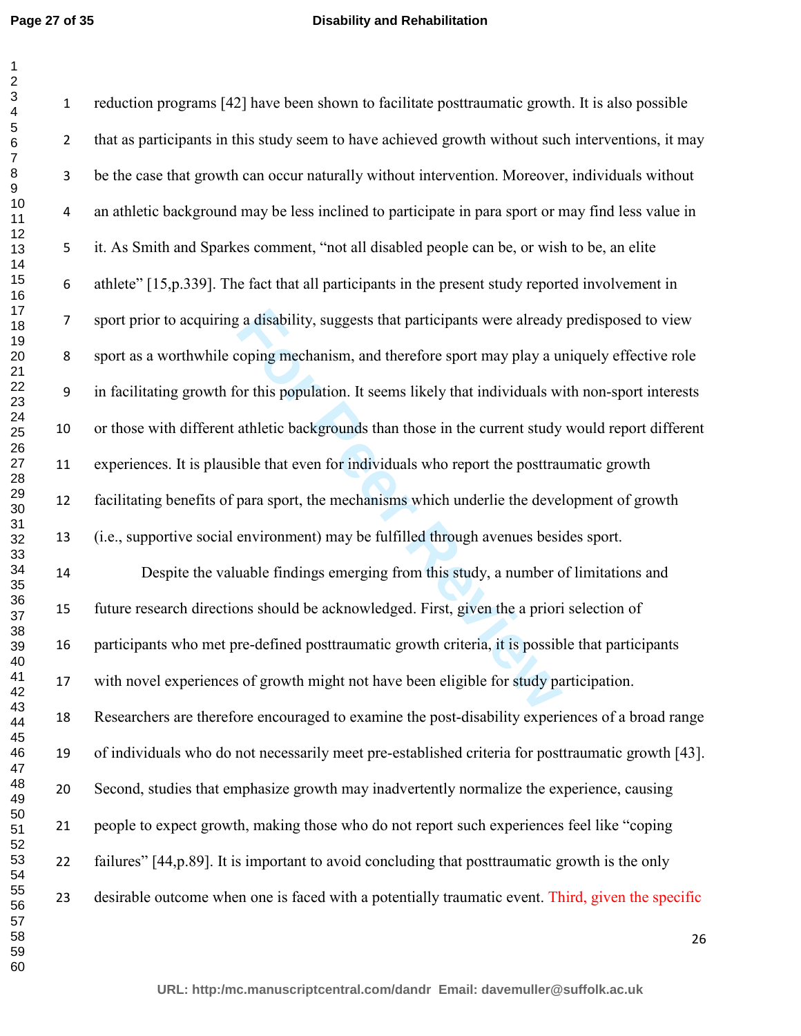reduction programs [42] have been shown to facilitate posttraumatic growth. It is also possible that as participants in this study seem to have achieved growth without such interventions, it may be the case that growth can occur naturally without intervention. Moreover, individuals without an athletic background may be less inclined to participate in para sport or may find less value in it. As Smith and Sparkes comment, "not all disabled people can be, or wish to be, an elite athlete" [15,p.339]. The fact that all participants in the present study reported involvement in sport prior to acquiring a disability, suggests that participants were already predisposed to view sport as a worthwhile coping mechanism, and therefore sport may play a uniquely effective role in facilitating growth for this population. It seems likely that individuals with non-sport interests or those with different athletic backgrounds than those in the current study would report different experiences. It is plausible that even for individuals who report the posttraumatic growth facilitating benefits of para sport, the mechanisms which underlie the development of growth (i.e., supportive social environment) may be fulfilled through avenues besides sport.

Despite the valuable findings emerging from this study, a number of limitations and future research directions should be acknowledged. First, given the a priori selection of participants who met pre-defined posttraumatic growth criteria, it is possible that participants with novel experiences of growth might not have been eligible for study participation. Researchers are therefore encouraged to examine the post-disability experiences of a broad range of individuals who do not necessarily meet pre-established criteria for posttraumatic growth [43]. Second, studies that emphasize growth may inadvertently normalize the experience, causing people to expect growth, making those who do not report such experiences feel like "coping failures" [44,p.89]. It is important to avoid concluding that posttraumatic growth is the only desirable outcome when one is faced with a potentially traumatic event. Third, given the specific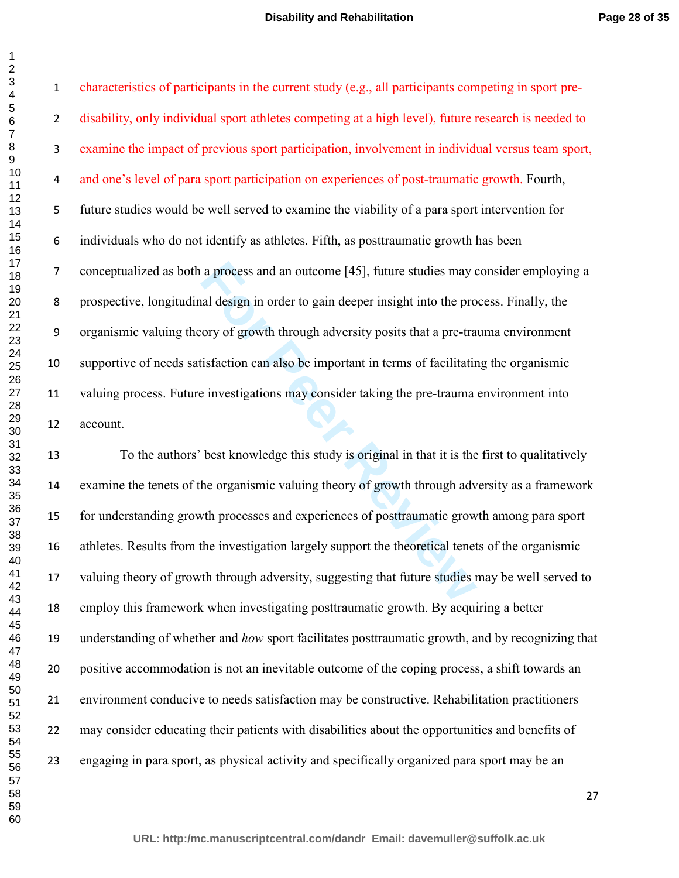characteristics of participants in the current study (e.g., all participants competing in sport pre-disability, only individual sport athletes competing at a high level), future research is needed to examine the impact of previous sport participation, involvement in individual versus team sport, and one's level of para sport participation on experiences of post-traumatic growth. Fourth, future studies would be well served to examine the viability of a para sport intervention for individuals who do not identify as athletes. Fifth, as posttraumatic growth has been conceptualized as both a process and an outcome [45], future studies may consider employing a prospective, longitudinal design in order to gain deeper insight into the process. Finally, the organismic valuing theory of growth through adversity posits that a pre-trauma environment supportive of needs satisfaction can also be important in terms of facilitating the organismic valuing process. Future investigations may consider taking the pre-trauma environment into account.

To the authors' best knowledge this study is original in that it is the first to qualitatively examine the tenets of the organismic valuing theory of growth through adversity as a framework for understanding growth processes and experiences of posttraumatic growth among para sport athletes. Results from the investigation largely support the theoretical tenets of the organismic valuing theory of growth through adversity, suggesting that future studies may be well served to employ this framework when investigating posttraumatic growth. By acquiring a better understanding of whether and *how* sport facilitates posttraumatic growth, and by recognizing that positive accommodation is not an inevitable outcome of the coping process, a shift towards an environment conducive to needs satisfaction may be constructive. Rehabilitation practitioners may consider educating their patients with disabilities about the opportunities and benefits of engaging in para sport, as physical activity and specifically organized para sport may be an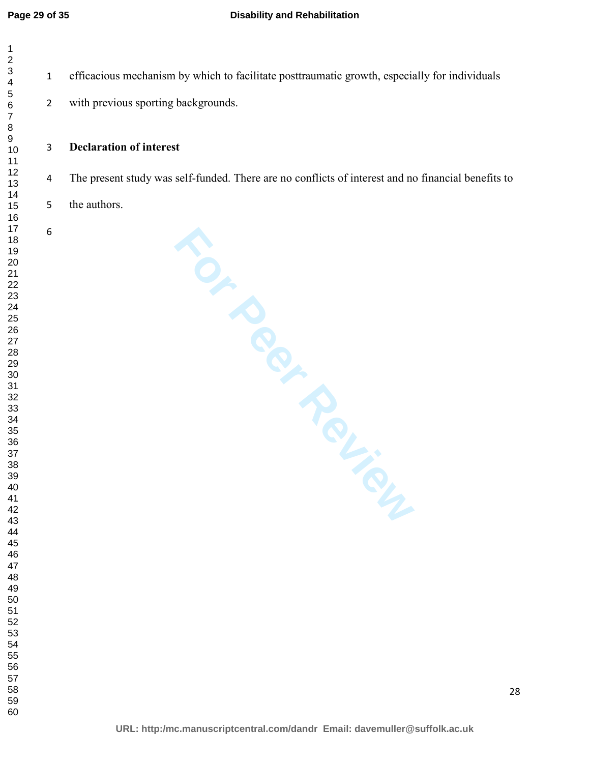efficacious mechanism by which to facilitate posttraumatic growth, especially for individuals with previous sporting backgrounds.

## Declaration of interest

The present study was self-funded. There are no conflicts of interest and no financial benefits to the authors.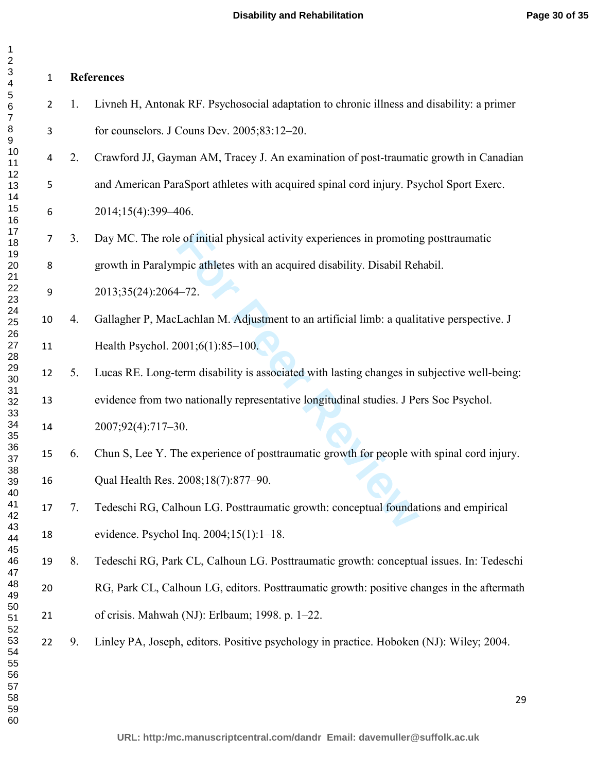## References

1. Livneh H, Antonak RF. Psychosocial adaptation to chronic illness and disability: a primer for counselors. J Couns Dev. 2005;83:12–20.
2. Crawford JJ, Gayman AM, Tracey J. An examination of post-traumatic growth in Canadian and American ParaSport athletes with acquired spinal cord injury. Psychol Sport Exerc. 2014;15(4):399–406.
3. Day MC. The role of initial physical activity experiences in promoting posttraumatic growth in Paralympic athletes with an acquired disability. Disabil Rehabil. 2013;35(24):2064–72.
4. Gallagher P, MacLachlan M. Adjustment to an artificial limb: a qualitative perspective. J Health Psychol. 2001;6(1):85–100.
5. Lucas RE. Long-term disability is associated with lasting changes in subjective well-being: evidence from two nationally representative longitudinal studies. J Pers Soc Psychol. 2007;92(4):717–30.
6. Chun S, Lee Y. The experience of posttraumatic growth for people with spinal cord injury. Qual Health Res. 2008;18(7):877–90.
7. Tedeschi RG, Calhoun LG. Posttraumatic growth: conceptual foundations and empirical evidence. Psychol Inq. 2004;15(1):1–18.
8. Tedeschi RG, Park CL, Calhoun LG. Posttraumatic growth: conceptual issues. In: Tedeschi RG, Park CL, Calhoun LG, editors. Posttraumatic growth: positive changes in the aftermath of crisis. Mahwah (NJ): Erlbaum; 1998. p. 1–22.
9. Linley PA, Joseph, editors. Positive psychology in practice. Hoboken (NJ): Wiley; 2004.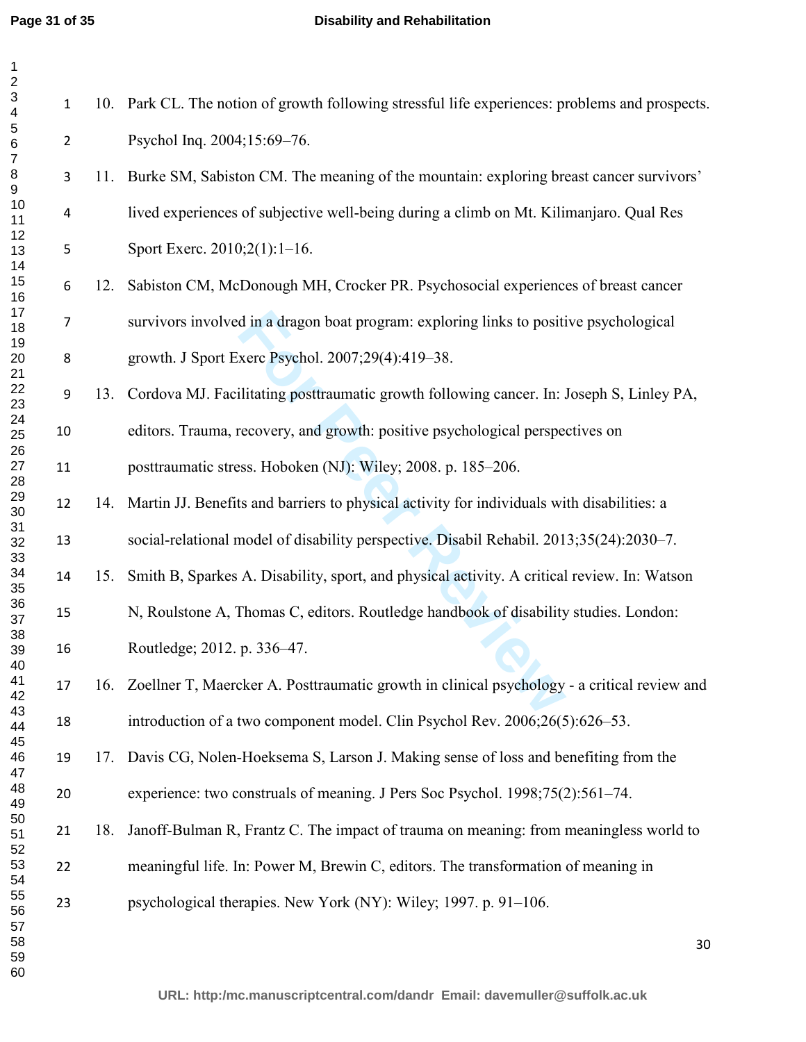10. Park CL. The notion of growth following stressful life experiences: problems and prospects. Psychol Inq. 2004;15:69–76.
11. Burke SM, Sabiston CM. The meaning of the mountain: exploring breast cancer survivors' lived experiences of subjective well-being during a climb on Mt. Kilimanjaro. Qual Res Sport Exerc. 2010;2(1):1–16.
12. Sabiston CM, McDonough MH, Crocker PR. Psychosocial experiences of breast cancer survivors involved in a dragon boat program: exploring links to positive psychological growth. J Sport Exerc Psychol. 2007;29(4):419–38.
13. Cordova MJ. Facilitating posttraumatic growth following cancer. In: Joseph S, Linley PA, editors. Trauma, recovery, and growth: positive psychological perspectives on posttraumatic stress. Hoboken (NJ): Wiley; 2008. p. 185–206.
14. Martin JJ. Benefits and barriers to physical activity for individuals with disabilities: a social-relational model of disability perspective. Disabil Rehabil. 2013;35(24):2030–7.
15. Smith B, Sparkes A. Disability, sport, and physical activity. A critical review. In: Watson N, Roulstone A, Thomas C, editors. Routledge handbook of disability studies. London: Routledge; 2012. p. 336–47.
16. Zoellner T, Maercker A. Posttraumatic growth in clinical psychology - a critical review and introduction of a two component model. Clin Psychol Rev. 2006;26(5):626–53.
17. Davis CG, Nolen-Hoeksema S, Larson J. Making sense of loss and benefiting from the experience: two construals of meaning. J Pers Soc Psychol. 1998;75(2):561–74.
18. Janoff-Bulman R, Frantz C. The impact of trauma on meaning: from meaningless world to meaningful life. In: Power M, Brewin C, editors. The transformation of meaning in psychological therapies. New York (NY): Wiley; 1997. p. 91–106.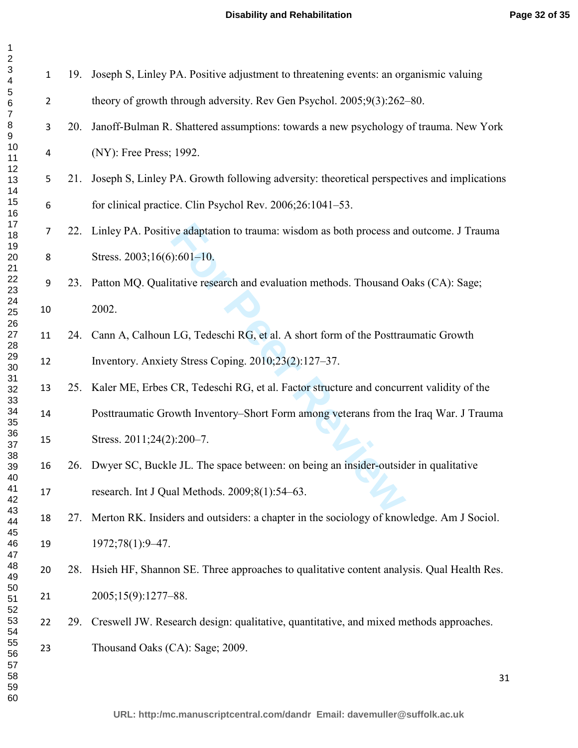19. Joseph S, Linley PA. Positive adjustment to threatening events: an organismic valuing theory of growth through adversity. Rev Gen Psychol. 2005;9(3):262–80.
20. Janoff-Bulman R. Shattered assumptions: towards a new psychology of trauma. New York (NY): Free Press; 1992.
21. Joseph S, Linley PA. Growth following adversity: theoretical perspectives and implications for clinical practice. Clin Psychol Rev. 2006;26:1041–53.
22. Linley PA. Positive adaptation to trauma: wisdom as both process and outcome. J Trauma Stress. 2003;16(6):601–10.
23. Patton MQ. Qualitative research and evaluation methods. Thousand Oaks (CA): Sage; 2002.
24. Cann A, Calhoun LG, Tedeschi RG, et al. A short form of the Posttraumatic Growth Inventory. Anxiety Stress Coping. 2010;23(2):127–37.
25. Kaler ME, Erbes CR, Tedeschi RG, et al. Factor structure and concurrent validity of the Posttraumatic Growth Inventory–Short Form among veterans from the Iraq War. J Trauma Stress. 2011;24(2):200–7.
26. Dwyer SC, Buckle JL. The space between: on being an insider-outsider in qualitative research. Int J Qual Methods. 2009;8(1):54–63.
27. Merton RK. Insiders and outsiders: a chapter in the sociology of knowledge. Am J Sociol. 1972;78(1):9–47.
28. Hsieh HF, Shannon SE. Three approaches to qualitative content analysis. Qual Health Res. 2005;15(9):1277–88.
29. Creswell JW. Research design: qualitative, quantitative, and mixed methods approaches. Thousand Oaks (CA): Sage; 2009.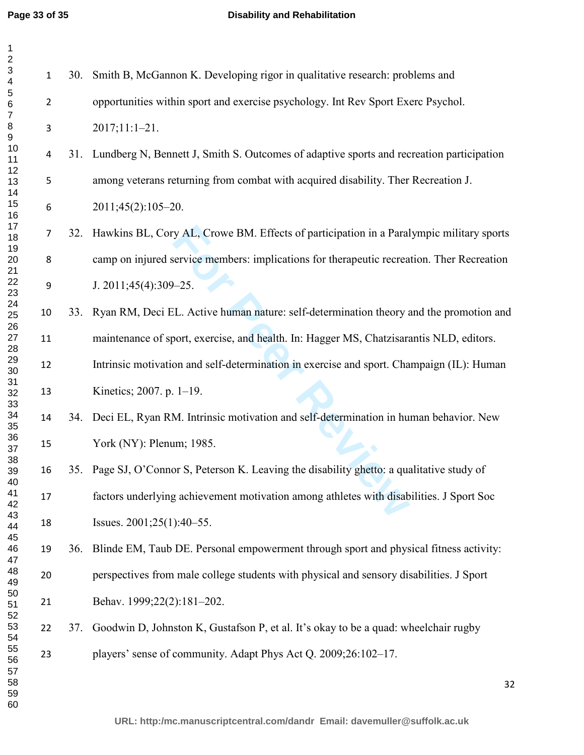30. Smith B, McGannon K. Developing rigor in qualitative research: problems and opportunities within sport and exercise psychology. Int Rev Sport Exerc Psychol. 2017;11:1–21.
31. Lundberg N, Bennett J, Smith S. Outcomes of adaptive sports and recreation participation among veterans returning from combat with acquired disability. Ther Recreation J. 2011;45(2):105–20.
32. Hawkins BL, Cory AL, Crowe BM. Effects of participation in a Paralympic military sports camp on injured service members: implications for therapeutic recreation. Ther Recreation J. 2011;45(4):309–25.
33. Ryan RM, Deci EL. Active human nature: self-determination theory and the promotion and maintenance of sport, exercise, and health. In: Hagger MS, Chatzisarantis NLD, editors. Intrinsic motivation and self-determination in exercise and sport. Champaign (IL): Human Kinetics; 2007. p. 1–19.
34. Deci EL, Ryan RM. Intrinsic motivation and self-determination in human behavior. New York (NY): Plenum; 1985.
35. Page SJ, O'Connor S, Peterson K. Leaving the disability ghetto: a qualitative study of factors underlying achievement motivation among athletes with disabilities. J Sport Soc Issues. 2001;25(1):40–55.
36. Blinde EM, Taub DE. Personal empowerment through sport and physical fitness activity: perspectives from male college students with physical and sensory disabilities. J Sport Behav. 1999;22(2):181–202.
37. Goodwin D, Johnston K, Gustafson P, et al. It's okay to be a quad: wheelchair rugby players' sense of community. Adapt Phys Act Q. 2009;26:102–17.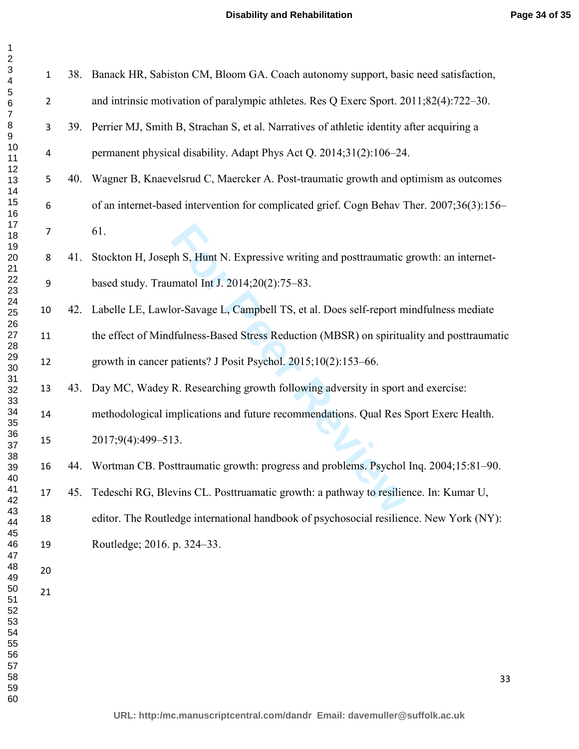38. Banack HR, Sabiston CM, Bloom GA. Coach autonomy support, basic need satisfaction, and intrinsic motivation of paralympic athletes. Res Q Exerc Sport. 2011;82(4):722–30.
39. Perrier MJ, Smith B, Strachan S, et al. Narratives of athletic identity after acquiring a permanent physical disability. Adapt Phys Act Q. 2014;31(2):106–24.
40. Wagner B, Knaevelsrud C, Maercker A. Post-traumatic growth and optimism as outcomes of an internet-based intervention for complicated grief. Cogn Behav Ther. 2007;36(3):156–61.
41. Stockton H, Joseph S, Hunt N. Expressive writing and posttraumatic growth: an internet-based study. Traumatol Int J. 2014;20(2):75–83.
42. Labelle LE, Lawlor-Savage L, Campbell TS, et al. Does self-report mindfulness mediate the effect of Mindfulness-Based Stress Reduction (MBSR) on spirituality and posttraumatic growth in cancer patients? J Posit Psychol. 2015;10(2):153–66.
43. Day MC, Wadey R. Researching growth following adversity in sport and exercise: methodological implications and future recommendations. Qual Res Sport Exerc Health. 2017;9(4):499–513.
44. Wortman CB. Posttraumatic growth: progress and problems. Psychol Inq. 2004;15:81–90.
45. Tedeschi RG, Blevins CL. Posttruamatic growth: a pathway to resilience. In: Kumar U, editor. The Routledge international handbook of psychosocial resilience. New York (NY): Routledge; 2016. p. 324–33.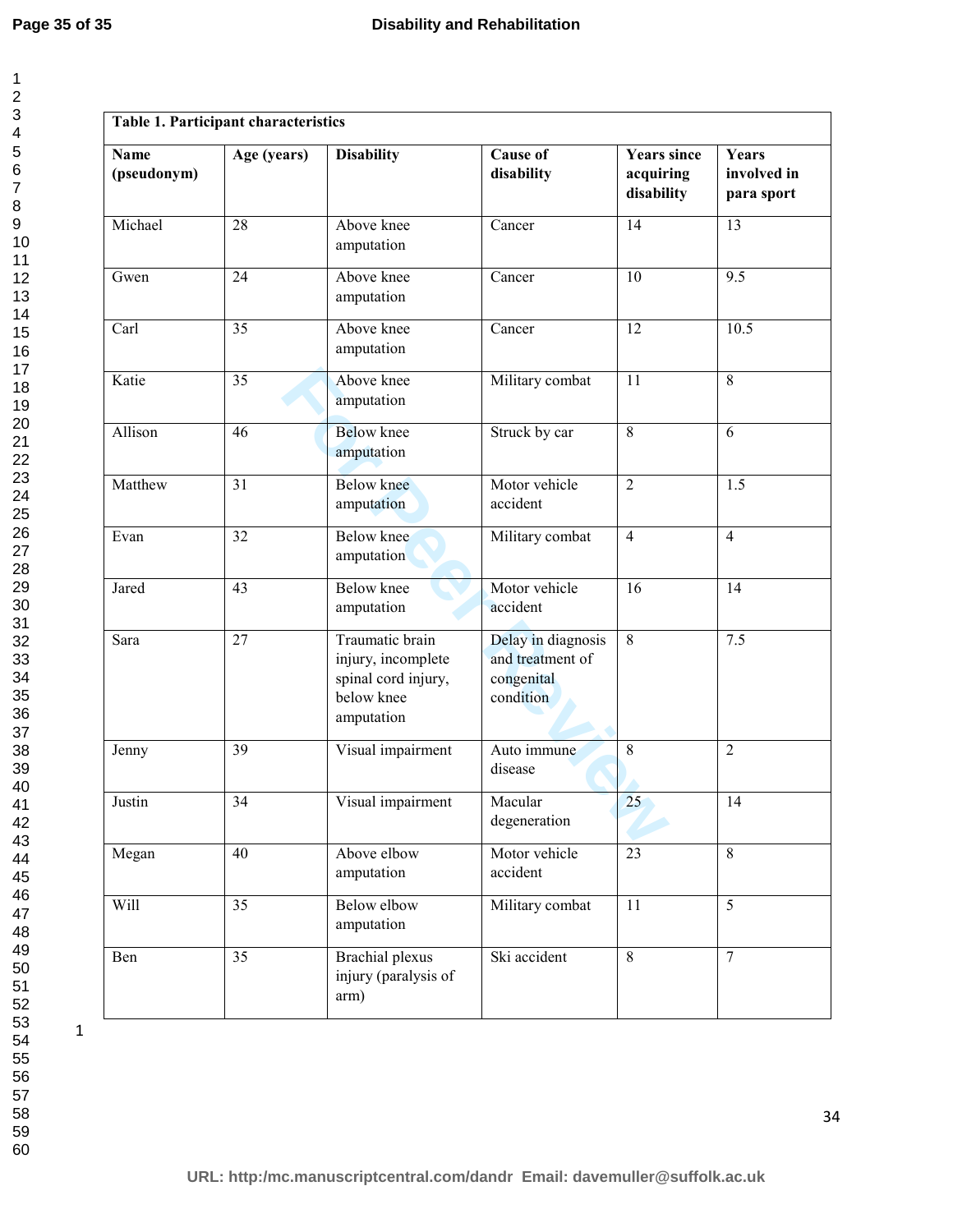| Table 1. Participant characteristics | | | | | |
|---|---|---|---|---|---|
| **Name (pseudonym)** | **Age (years)** | **Disability** | **Cause of disability** | **Years since acquiring disability** | **Years involved in para sport** |
| Michael | 28 | Above knee amputation | Cancer | 14 | 13 |
| Gwen | 24 | Above knee amputation | Cancer | 10 | 9.5 |
| Carl | 35 | Above knee amputation | Cancer | 12 | 10.5 |
| Katie | 35 | Above knee amputation | Military combat | 11 | 8 |
| Allison | 46 | Below knee amputation | Struck by car | 8 | 6 |
| Matthew | 31 | Below knee amputation | Motor vehicle accident | 2 | 1.5 |
| Evan | 32 | Below knee amputation | Military combat | 4 | 4 |
| Jared | 43 | Below knee amputation | Motor vehicle accident | 16 | 14 |
| Sara | 27 | Traumatic brain injury, incomplete spinal cord injury, below knee amputation | Delay in diagnosis and treatment of congenital condition | 8 | 7.5 |
| Jenny | 39 | Visual impairment | Auto immune disease | 8 | 2 |
| Justin | 34 | Visual impairment | Macular degeneration | 25 | 14 |
| Megan | 40 | Above elbow amputation | Motor vehicle accident | 23 | 8 |
| Will | 35 | Below elbow amputation | Military combat | 11 | 5 |
| Ben | 35 | Brachial plexus injury (paralysis of arm) | Ski accident | 8 | 7 |